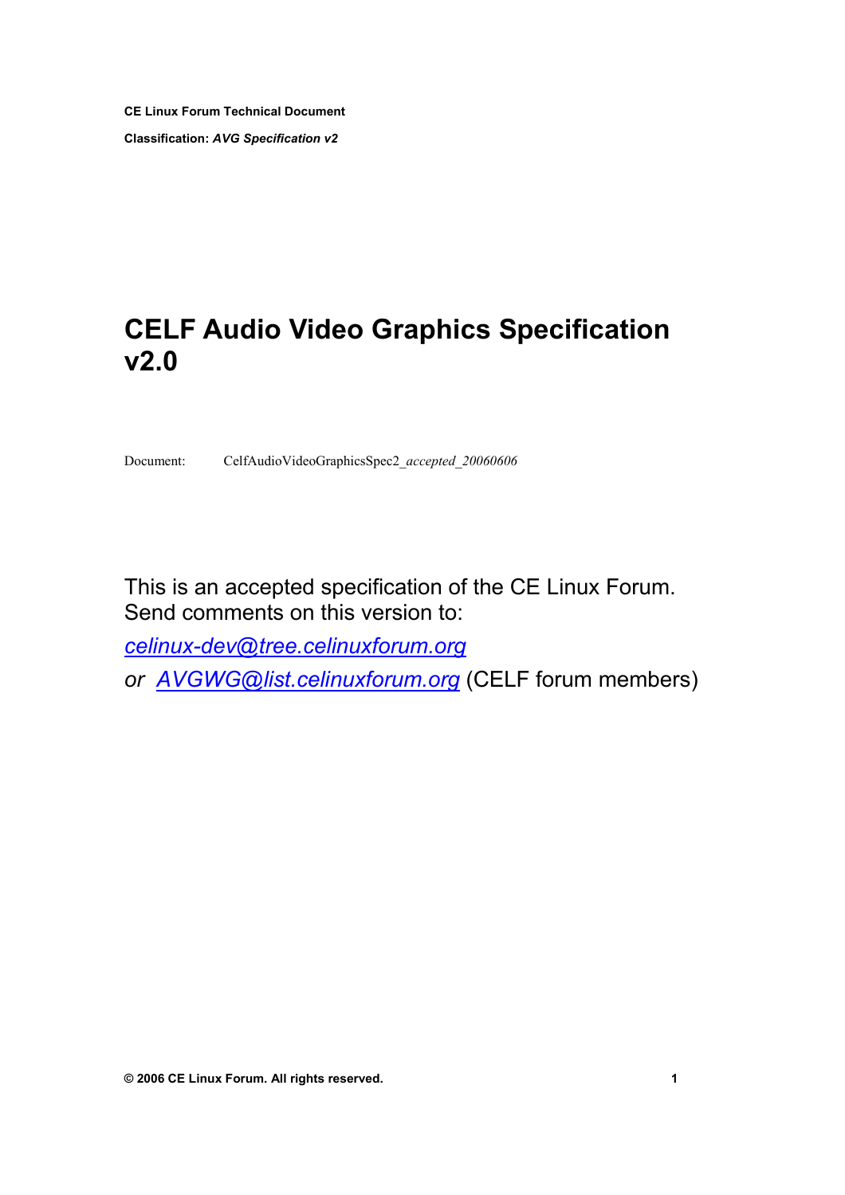**CE Linux Forum Technical Document**

**Classification:** ***AVG Specification v2***

# CELF Audio Video Graphics Specification v2.0

Document: CelfAudioVideoGraphicsSpec2_*accepted_20060606*

This is an accepted specification of the CE Linux Forum.
Send comments on this version to:

*celinux-dev@tree.celinuxforum.org*

*or AVGWG@list.celinuxforum.org* (CELF forum members)

**© 2006 CE Linux Forum. All rights reserved.**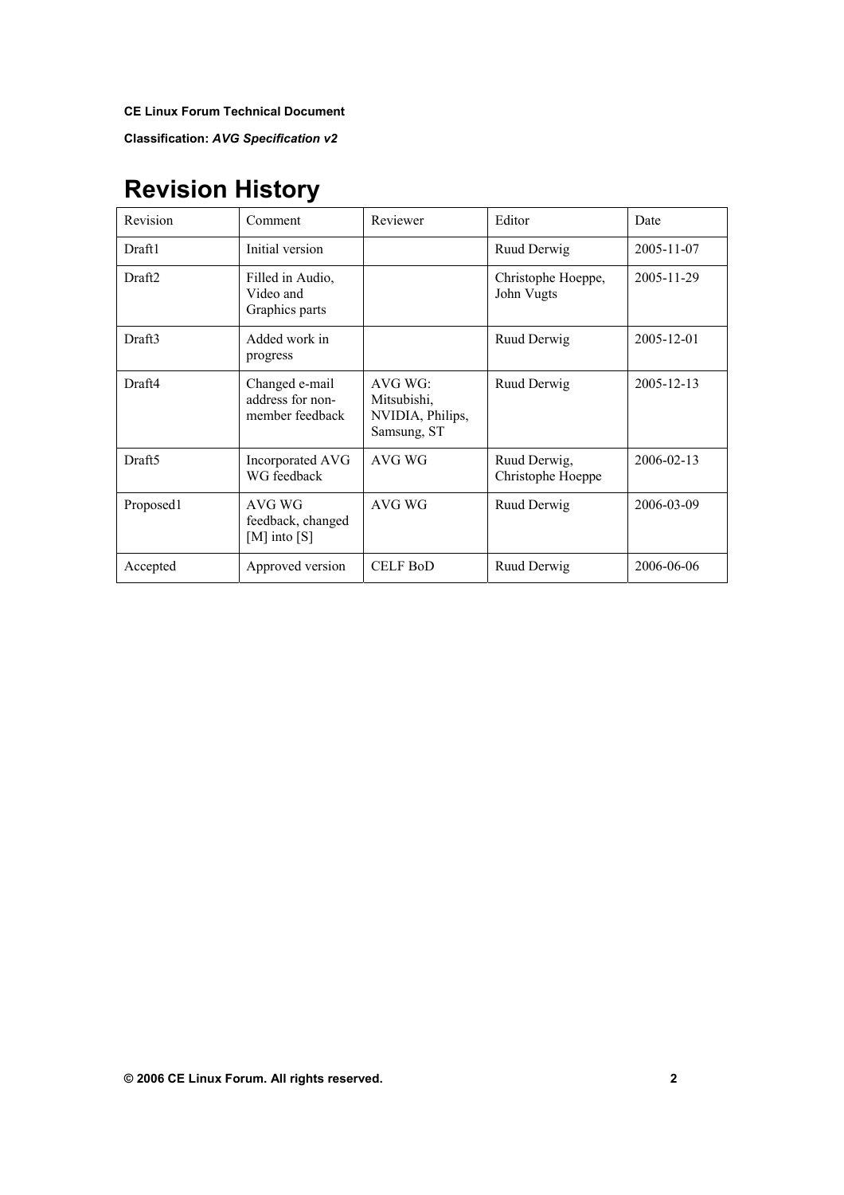# Revision History

| Revision | Comment | Reviewer | Editor | Date |
| --- | --- | --- | --- | --- |
| Draft1 | Initial version | | Ruud Derwig | 2005-11-07 |
| Draft2 | Filled in Audio, Video and Graphics parts | | Christophe Hoeppe, John Vugts | 2005-11-29 |
| Draft3 | Added work in progress | | Ruud Derwig | 2005-12-01 |
| Draft4 | Changed e-mail address for non-member feedback | AVG WG: Mitsubishi, NVIDIA, Philips, Samsung, ST | Ruud Derwig | 2005-12-13 |
| Draft5 | Incorporated AVG WG feedback | AVG WG | Ruud Derwig, Christophe Hoeppe | 2006-02-13 |
| Proposed1 | AVG WG feedback, changed [M] into [S] | AVG WG | Ruud Derwig | 2006-03-09 |
| Accepted | Approved version | CELF BoD | Ruud Derwig | 2006-06-06 |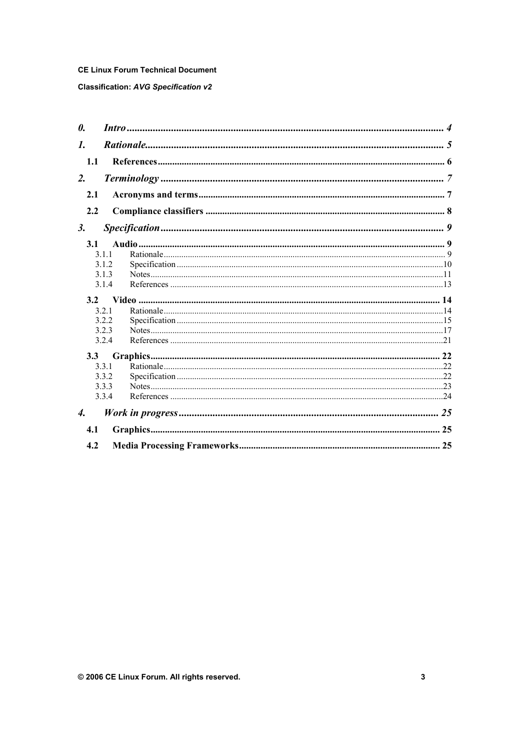| | | |
|---|---|---|
| ***0.*** | ***Intro*** | ***4*** |
| ***1.*** | ***Rationale*** | ***5*** |
| **1.1** | **References** | **6** |
| ***2.*** | ***Terminology*** | ***7*** |
| **2.1** | **Acronyms and terms** | **7** |
| **2.2** | **Compliance classifiers** | **8** |
| ***3.*** | ***Specification*** | ***9*** |
| **3.1** | **Audio** | **9** |
| 3.1.1 | Rationale | 9 |
| 3.1.2 | Specification | 10 |
| 3.1.3 | Notes | 11 |
| 3.1.4 | References | 13 |
| **3.2** | **Video** | **14** |
| 3.2.1 | Rationale | 14 |
| 3.2.2 | Specification | 15 |
| 3.2.3 | Notes | 17 |
| 3.2.4 | References | 21 |
| **3.3** | **Graphics** | **22** |
| 3.3.1 | Rationale | 22 |
| 3.3.2 | Specification | 22 |
| 3.3.3 | Notes | 23 |
| 3.3.4 | References | 24 |
| ***4.*** | ***Work in progress*** | ***25*** |
| **4.1** | **Graphics** | **25** |
| **4.2** | **Media Processing Frameworks** | **25** |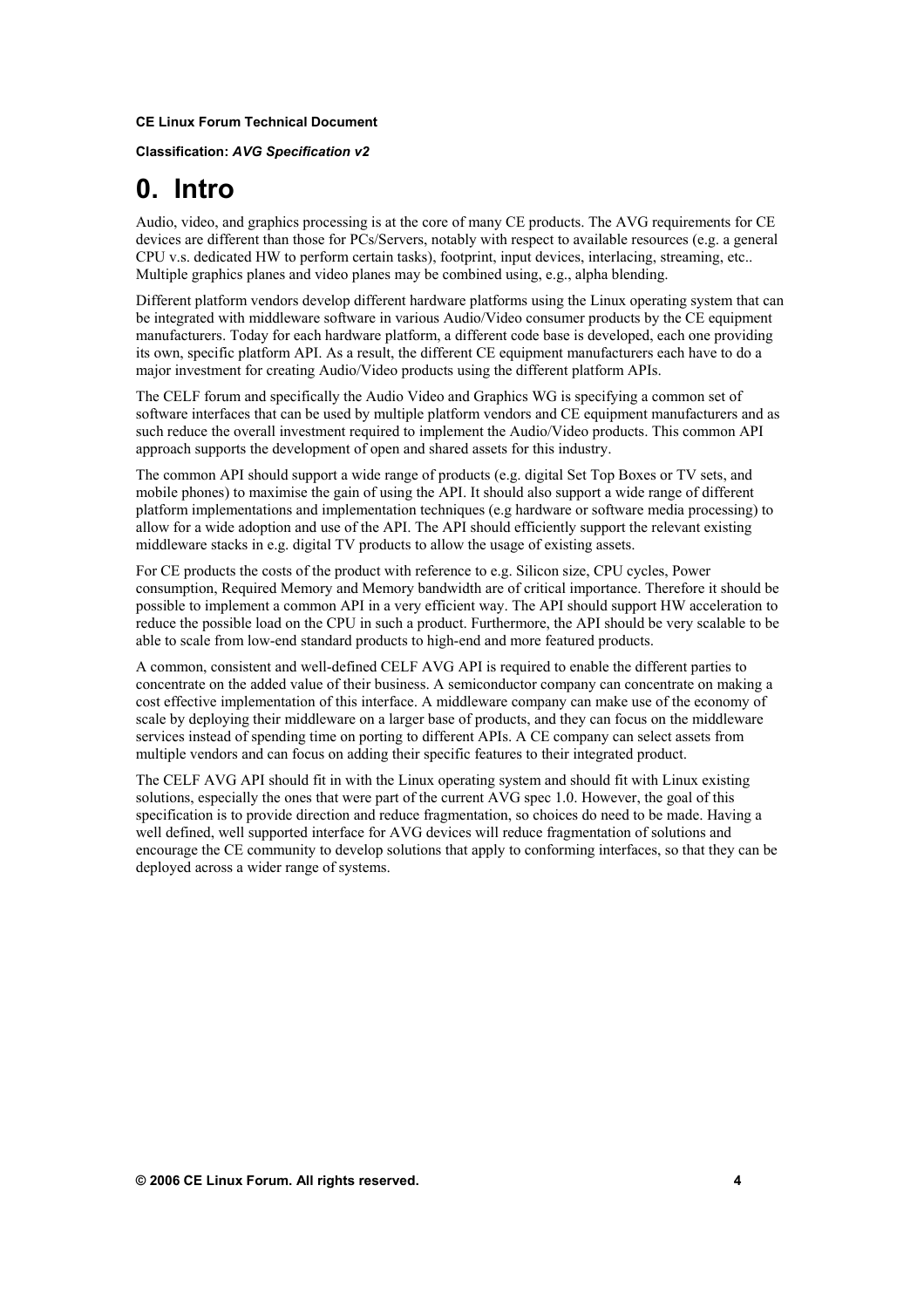# 0. Intro

Audio, video, and graphics processing is at the core of many CE products. The AVG requirements for CE devices are different than those for PCs/Servers, notably with respect to available resources (e.g. a general CPU v.s. dedicated HW to perform certain tasks), footprint, input devices, interlacing, streaming, etc.. Multiple graphics planes and video planes may be combined using, e.g., alpha blending.

Different platform vendors develop different hardware platforms using the Linux operating system that can be integrated with middleware software in various Audio/Video consumer products by the CE equipment manufacturers. Today for each hardware platform, a different code base is developed, each one providing its own, specific platform API. As a result, the different CE equipment manufacturers each have to do a major investment for creating Audio/Video products using the different platform APIs.

The CELF forum and specifically the Audio Video and Graphics WG is specifying a common set of software interfaces that can be used by multiple platform vendors and CE equipment manufacturers and as such reduce the overall investment required to implement the Audio/Video products. This common API approach supports the development of open and shared assets for this industry.

The common API should support a wide range of products (e.g. digital Set Top Boxes or TV sets, and mobile phones) to maximise the gain of using the API. It should also support a wide range of different platform implementations and implementation techniques (e.g hardware or software media processing) to allow for a wide adoption and use of the API. The API should efficiently support the relevant existing middleware stacks in e.g. digital TV products to allow the usage of existing assets.

For CE products the costs of the product with reference to e.g. Silicon size, CPU cycles, Power consumption, Required Memory and Memory bandwidth are of critical importance. Therefore it should be possible to implement a common API in a very efficient way. The API should support HW acceleration to reduce the possible load on the CPU in such a product. Furthermore, the API should be very scalable to be able to scale from low-end standard products to high-end and more featured products.

A common, consistent and well-defined CELF AVG API is required to enable the different parties to concentrate on the added value of their business. A semiconductor company can concentrate on making a cost effective implementation of this interface. A middleware company can make use of the economy of scale by deploying their middleware on a larger base of products, and they can focus on the middleware services instead of spending time on porting to different APIs. A CE company can select assets from multiple vendors and can focus on adding their specific features to their integrated product.

The CELF AVG API should fit in with the Linux operating system and should fit with Linux existing solutions, especially the ones that were part of the current AVG spec 1.0. However, the goal of this specification is to provide direction and reduce fragmentation, so choices do need to be made. Having a well defined, well supported interface for AVG devices will reduce fragmentation of solutions and encourage the CE community to develop solutions that apply to conforming interfaces, so that they can be deployed across a wider range of systems.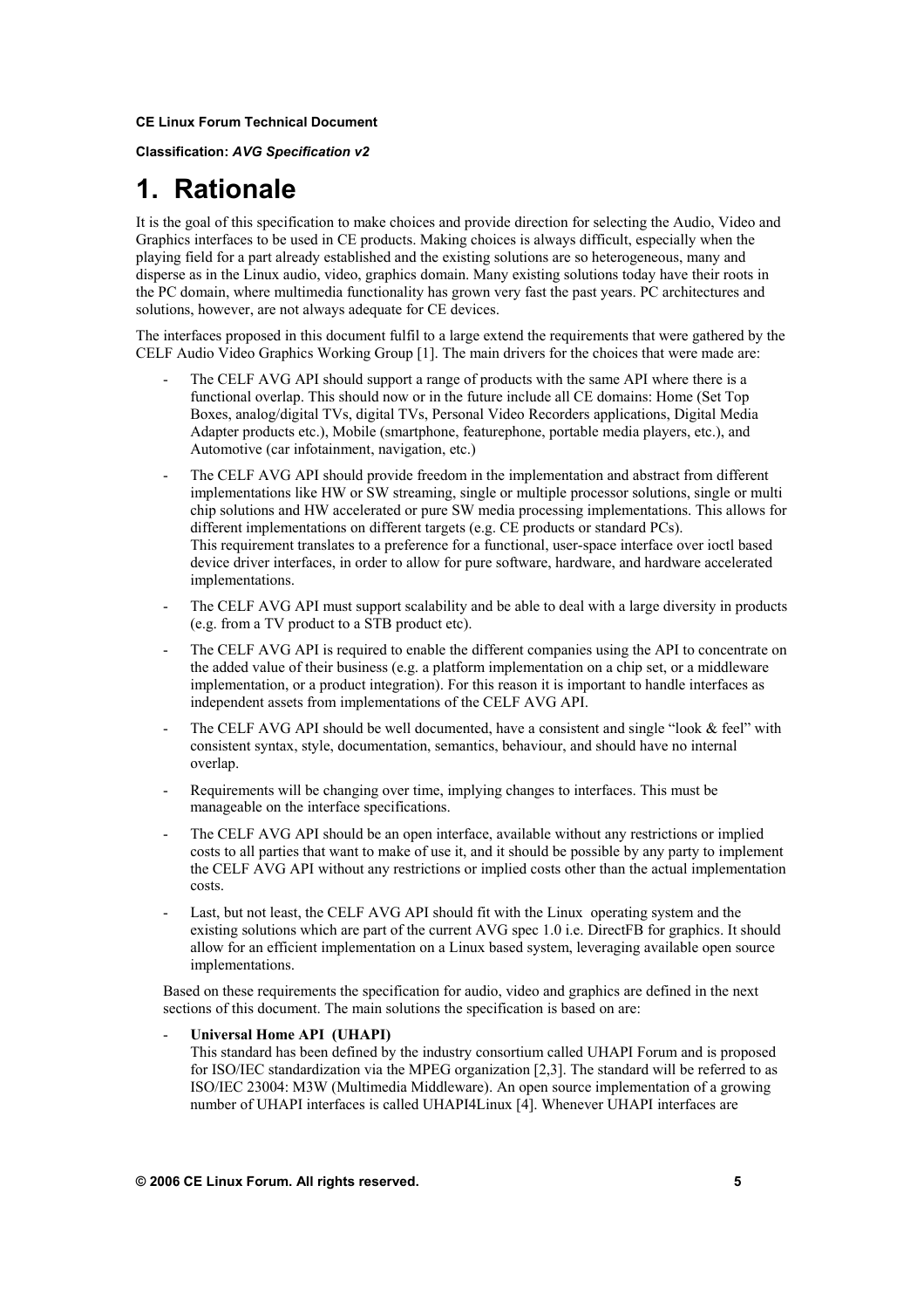**CE Linux Forum Technical Document**

**Classification:** ***AVG Specification v2***

# 1. Rationale

It is the goal of this specification to make choices and provide direction for selecting the Audio, Video and Graphics interfaces to be used in CE products. Making choices is always difficult, especially when the playing field for a part already established and the existing solutions are so heterogeneous, many and disperse as in the Linux audio, video, graphics domain. Many existing solutions today have their roots in the PC domain, where multimedia functionality has grown very fast the past years. PC architectures and solutions, however, are not always adequate for CE devices.

The interfaces proposed in this document fulfil to a large extend the requirements that were gathered by the CELF Audio Video Graphics Working Group [1]. The main drivers for the choices that were made are:

- The CELF AVG API should support a range of products with the same API where there is a functional overlap. This should now or in the future include all CE domains: Home (Set Top Boxes, analog/digital TVs, digital TVs, Personal Video Recorders applications, Digital Media Adapter products etc.), Mobile (smartphone, featurephone, portable media players, etc.), and Automotive (car infotainment, navigation, etc.)
- The CELF AVG API should provide freedom in the implementation and abstract from different implementations like HW or SW streaming, single or multiple processor solutions, single or multi chip solutions and HW accelerated or pure SW media processing implementations. This allows for different implementations on different targets (e.g. CE products or standard PCs).
  This requirement translates to a preference for a functional, user-space interface over ioctl based device driver interfaces, in order to allow for pure software, hardware, and hardware accelerated implementations.
- The CELF AVG API must support scalability and be able to deal with a large diversity in products (e.g. from a TV product to a STB product etc).
- The CELF AVG API is required to enable the different companies using the API to concentrate on the added value of their business (e.g. a platform implementation on a chip set, or a middleware implementation, or a product integration). For this reason it is important to handle interfaces as independent assets from implementations of the CELF AVG API.
- The CELF AVG API should be well documented, have a consistent and single "look & feel" with consistent syntax, style, documentation, semantics, behaviour, and should have no internal overlap.
- Requirements will be changing over time, implying changes to interfaces. This must be manageable on the interface specifications.
- The CELF AVG API should be an open interface, available without any restrictions or implied costs to all parties that want to make of use it, and it should be possible by any party to implement the CELF AVG API without any restrictions or implied costs other than the actual implementation costs.
- Last, but not least, the CELF AVG API should fit with the Linux operating system and the existing solutions which are part of the current AVG spec 1.0 i.e. DirectFB for graphics. It should allow for an efficient implementation on a Linux based system, leveraging available open source implementations.

Based on these requirements the specification for audio, video and graphics are defined in the next sections of this document. The main solutions the specification is based on are:

- **Universal Home API (UHAPI)**
  This standard has been defined by the industry consortium called UHAPI Forum and is proposed for ISO/IEC standardization via the MPEG organization [2,3]. The standard will be referred to as ISO/IEC 23004: M3W (Multimedia Middleware). An open source implementation of a growing number of UHAPI interfaces is called UHAPI4Linux [4]. Whenever UHAPI interfaces are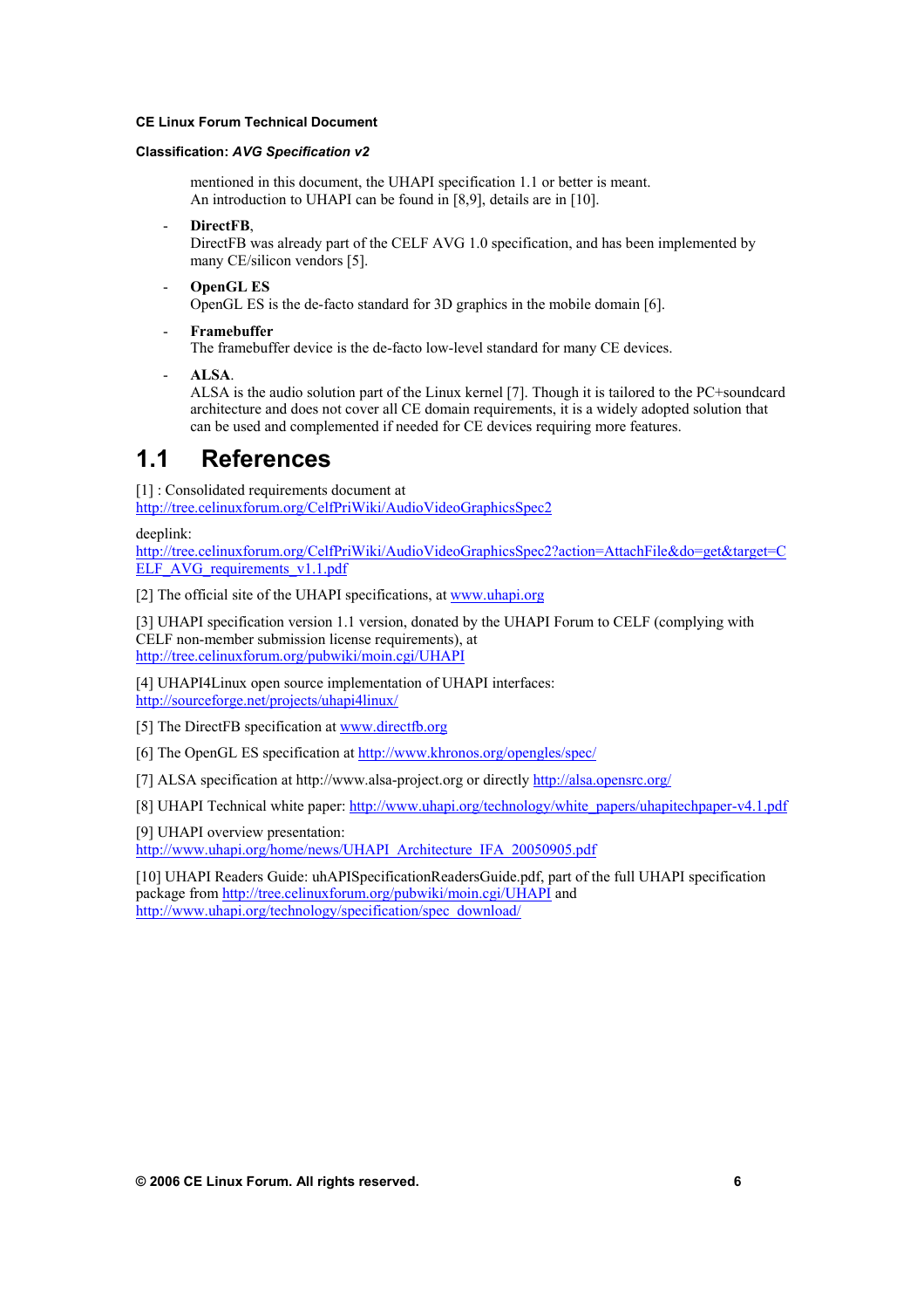mentioned in this document, the UHAPI specification 1.1 or better is meant.
An introduction to UHAPI can be found in [8,9], details are in [10].

- **DirectFB**,
  DirectFB was already part of the CELF AVG 1.0 specification, and has been implemented by many CE/silicon vendors [5].
- **OpenGL ES**
  OpenGL ES is the de-facto standard for 3D graphics in the mobile domain [6].
- **Framebuffer**
  The framebuffer device is the de-facto low-level standard for many CE devices.
- **ALSA**.
  ALSA is the audio solution part of the Linux kernel [7]. Though it is tailored to the PC+soundcard architecture and does not cover all CE domain requirements, it is a widely adopted solution that can be used and complemented if needed for CE devices requiring more features.

## 1.1 References

[1] : Consolidated requirements document at http://tree.celinuxforum.org/CelfPriWiki/AudioVideoGraphicsSpec2

deeplink:
http://tree.celinuxforum.org/CelfPriWiki/AudioVideoGraphicsSpec2?action=AttachFile&do=get&target=CELF_AVG_requirements_v1.1.pdf

[2] The official site of the UHAPI specifications, at www.uhapi.org

[3] UHAPI specification version 1.1 version, donated by the UHAPI Forum to CELF (complying with CELF non-member submission license requirements), at http://tree.celinuxforum.org/pubwiki/moin.cgi/UHAPI

[4] UHAPI4Linux open source implementation of UHAPI interfaces: http://sourceforge.net/projects/uhapi4linux/

[5] The DirectFB specification at www.directfb.org

[6] The OpenGL ES specification at http://www.khronos.org/opengles/spec/

[7] ALSA specification at http://www.alsa-project.org or directly http://alsa.opensrc.org/

[8] UHAPI Technical white paper: http://www.uhapi.org/technology/white_papers/uhapitechpaper-v4.1.pdf

[9] UHAPI overview presentation:
http://www.uhapi.org/home/news/UHAPI_Architecture_IFA_20050905.pdf

[10] UHAPI Readers Guide: uhAPISpecificationReadersGuide.pdf, part of the full UHAPI specification package from http://tree.celinuxforum.org/pubwiki/moin.cgi/UHAPI and http://www.uhapi.org/technology/specification/spec_download/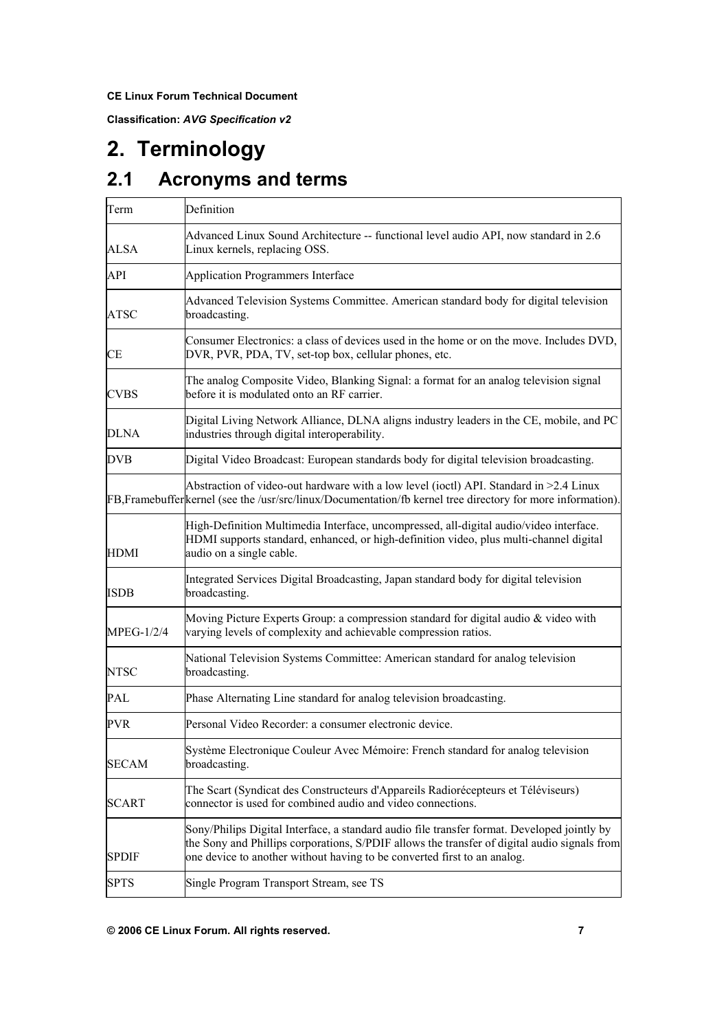# 2. Terminology

## 2.1 Acronyms and terms

| Term | Definition |
|---|---|
| ALSA | Advanced Linux Sound Architecture -- functional level audio API, now standard in 2.6 Linux kernels, replacing OSS. |
| API | Application Programmers Interface |
| ATSC | Advanced Television Systems Committee. American standard body for digital television broadcasting. |
| CE | Consumer Electronics: a class of devices used in the home or on the move. Includes DVD, DVR, PVR, PDA, TV, set-top box, cellular phones, etc. |
| CVBS | The analog Composite Video, Blanking Signal: a format for an analog television signal before it is modulated onto an RF carrier. |
| DLNA | Digital Living Network Alliance, DLNA aligns industry leaders in the CE, mobile, and PC industries through digital interoperability. |
| DVB | Digital Video Broadcast: European standards body for digital television broadcasting. |
| FB,Framebuffer | Abstraction of video-out hardware with a low level (ioctl) API. Standard in >2.4 Linux kernel (see the /usr/src/linux/Documentation/fb kernel tree directory for more information). |
| HDMI | High-Definition Multimedia Interface, uncompressed, all-digital audio/video interface. HDMI supports standard, enhanced, or high-definition video, plus multi-channel digital audio on a single cable. |
| ISDB | Integrated Services Digital Broadcasting, Japan standard body for digital television broadcasting. |
| MPEG-1/2/4 | Moving Picture Experts Group: a compression standard for digital audio & video with varying levels of complexity and achievable compression ratios. |
| NTSC | National Television Systems Committee: American standard for analog television broadcasting. |
| PAL | Phase Alternating Line standard for analog television broadcasting. |
| PVR | Personal Video Recorder: a consumer electronic device. |
| SECAM | Système Electronique Couleur Avec Mémoire: French standard for analog television broadcasting. |
| SCART | The Scart (Syndicat des Constructeurs d'Appareils Radiorécepteurs et Téléviseurs) connector is used for combined audio and video connections. |
| SPDIF | Sony/Philips Digital Interface, a standard audio file transfer format. Developed jointly by the Sony and Phillips corporations, S/PDIF allows the transfer of digital audio signals from one device to another without having to be converted first to an analog. |
| SPTS | Single Program Transport Stream, see TS |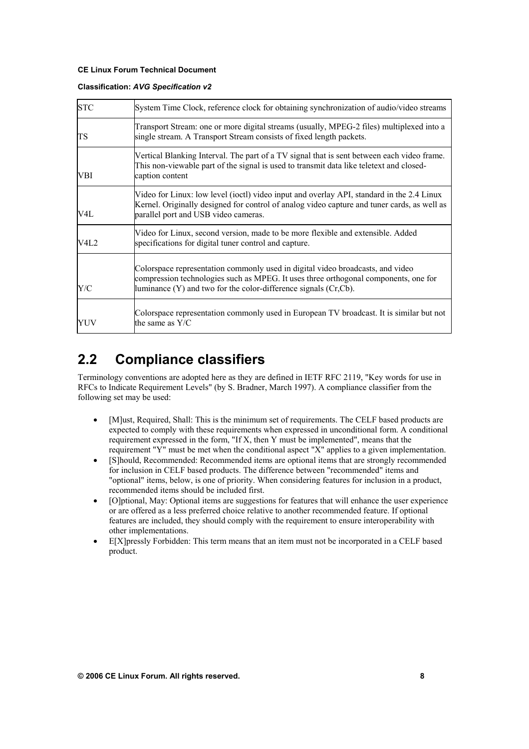| | |
|---|---|
| STC | System Time Clock, reference clock for obtaining synchronization of audio/video streams |
| TS | Transport Stream: one or more digital streams (usually, MPEG-2 files) multiplexed into a single stream. A Transport Stream consists of fixed length packets. |
| VBI | Vertical Blanking Interval. The part of a TV signal that is sent between each video frame. This non-viewable part of the signal is used to transmit data like teletext and closed-caption content |
| V4L | Video for Linux: low level (ioctl) video input and overlay API, standard in the 2.4 Linux Kernel. Originally designed for control of analog video capture and tuner cards, as well as parallel port and USB video cameras. |
| V4L2 | Video for Linux, second version, made to be more flexible and extensible. Added specifications for digital tuner control and capture. |
| Y/C | Colorspace representation commonly used in digital video broadcasts, and video compression technologies such as MPEG. It uses three orthogonal components, one for luminance (Y) and two for the color-difference signals (Cr,Cb). |
| YUV | Colorspace representation commonly used in European TV broadcast. It is similar but not the same as Y/C |

## 2.2 Compliance classifiers

Terminology conventions are adopted here as they are defined in IETF RFC 2119, "Key words for use in RFCs to Indicate Requirement Levels" (by S. Bradner, March 1997). A compliance classifier from the following set may be used:

- [M]ust, Required, Shall: This is the minimum set of requirements. The CELF based products are expected to comply with these requirements when expressed in unconditional form. A conditional requirement expressed in the form, "If X, then Y must be implemented", means that the requirement "Y" must be met when the conditional aspect "X" applies to a given implementation.
- [S]hould, Recommended: Recommended items are optional items that are strongly recommended for inclusion in CELF based products. The difference between "recommended" items and "optional" items, below, is one of priority. When considering features for inclusion in a product, recommended items should be included first.
- [O]ptional, May: Optional items are suggestions for features that will enhance the user experience or are offered as a less preferred choice relative to another recommended feature. If optional features are included, they should comply with the requirement to ensure interoperability with other implementations.
- E[X]pressly Forbidden: This term means that an item must not be incorporated in a CELF based product.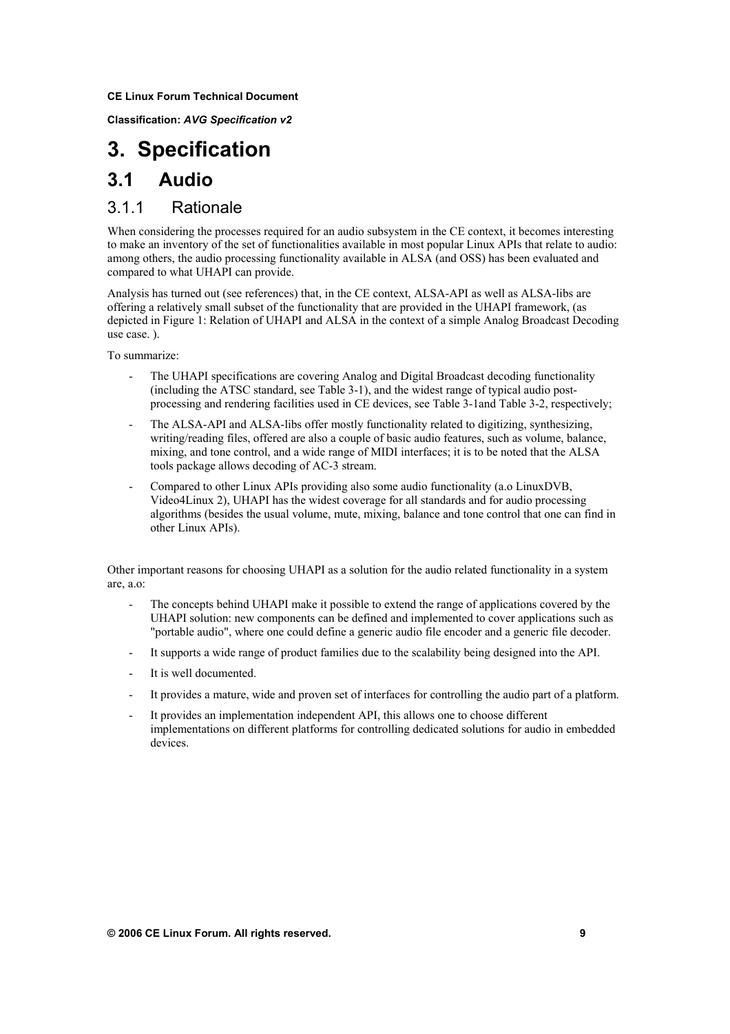# 3. Specification

## 3.1 Audio

### 3.1.1 Rationale

When considering the processes required for an audio subsystem in the CE context, it becomes interesting to make an inventory of the set of functionalities available in most popular Linux APIs that relate to audio: among others, the audio processing functionality available in ALSA (and OSS) has been evaluated and compared to what UHAPI can provide.

Analysis has turned out (see references) that, in the CE context, ALSA-API as well as ALSA-libs are offering a relatively small subset of the functionality that are provided in the UHAPI framework, (as depicted in Figure 1: Relation of UHAPI and ALSA in the context of a simple Analog Broadcast Decoding use case. ).

To summarize:

- The UHAPI specifications are covering Analog and Digital Broadcast decoding functionality (including the ATSC standard, see Table 3-1), and the widest range of typical audio post-processing and rendering facilities used in CE devices, see Table 3-1and Table 3-2, respectively;
- The ALSA-API and ALSA-libs offer mostly functionality related to digitizing, synthesizing, writing/reading files, offered are also a couple of basic audio features, such as volume, balance, mixing, and tone control, and a wide range of MIDI interfaces; it is to be noted that the ALSA tools package allows decoding of AC-3 stream.
- Compared to other Linux APIs providing also some audio functionality (a.o LinuxDVB, Video4Linux 2), UHAPI has the widest coverage for all standards and for audio processing algorithms (besides the usual volume, mute, mixing, balance and tone control that one can find in other Linux APIs).

Other important reasons for choosing UHAPI as a solution for the audio related functionality in a system are, a.o:

- The concepts behind UHAPI make it possible to extend the range of applications covered by the UHAPI solution: new components can be defined and implemented to cover applications such as "portable audio", where one could define a generic audio file encoder and a generic file decoder.
- It supports a wide range of product families due to the scalability being designed into the API.
- It is well documented.
- It provides a mature, wide and proven set of interfaces for controlling the audio part of a platform.
- It provides an implementation independent API, this allows one to choose different implementations on different platforms for controlling dedicated solutions for audio in embedded devices.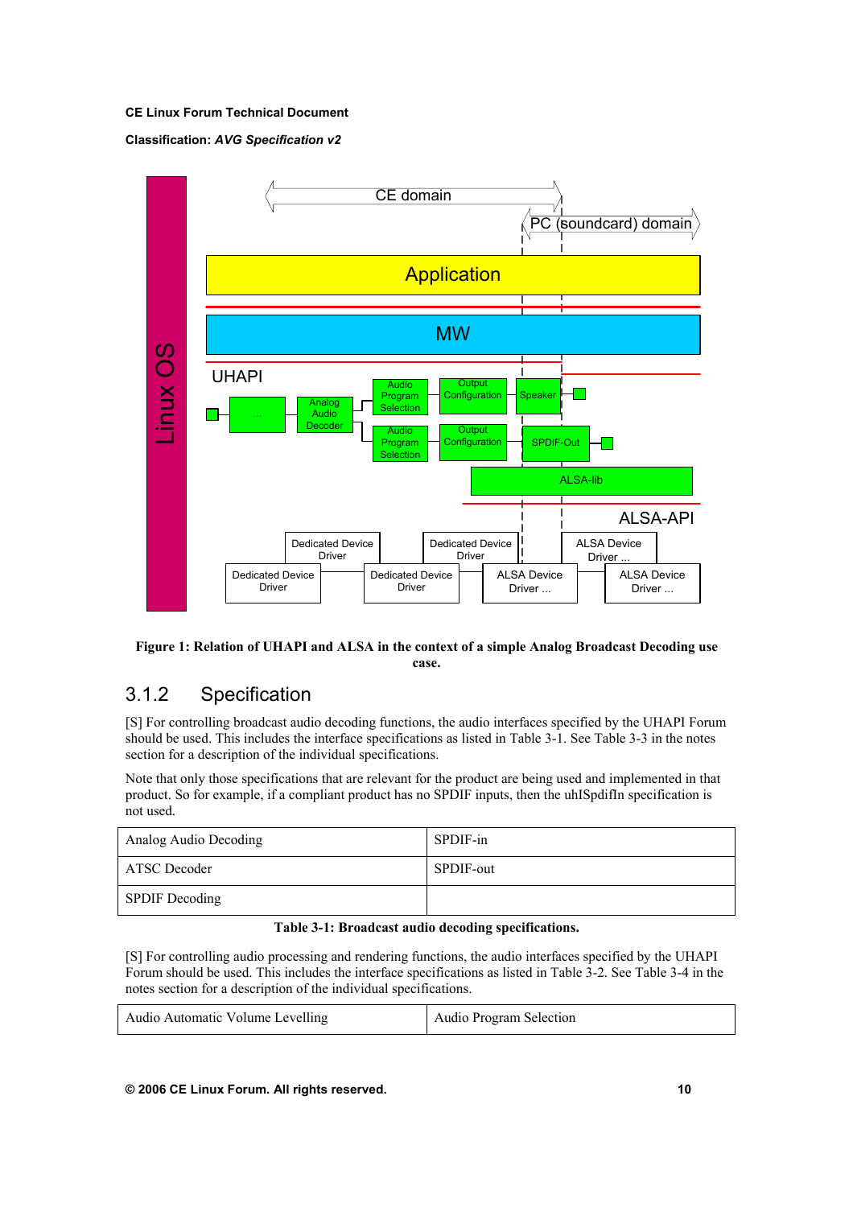Figure 1: Relation of UHAPI and ALSA in the context of a simple Analog Broadcast Decoding use case.

## 3.1.2 Specification

[S] For controlling broadcast audio decoding functions, the audio interfaces specified by the UHAPI Forum should be used. This includes the interface specifications as listed in Table 3-1. See Table 3-3 in the notes section for a description of the individual specifications.

Note that only those specifications that are relevant for the product are being used and implemented in that product. So for example, if a compliant product has no SPDIF inputs, then the uhISpdifIn specification is not used.

| Analog Audio Decoding | SPDIF-in |
|---|---|
| ATSC Decoder | SPDIF-out |
| SPDIF Decoding | |

**Table 3-1: Broadcast audio decoding specifications.**

[S] For controlling audio processing and rendering functions, the audio interfaces specified by the UHAPI Forum should be used. This includes the interface specifications as listed in Table 3-2. See Table 3-4 in the notes section for a description of the individual specifications.

| Audio Automatic Volume Levelling | Audio Program Selection |
|---|---|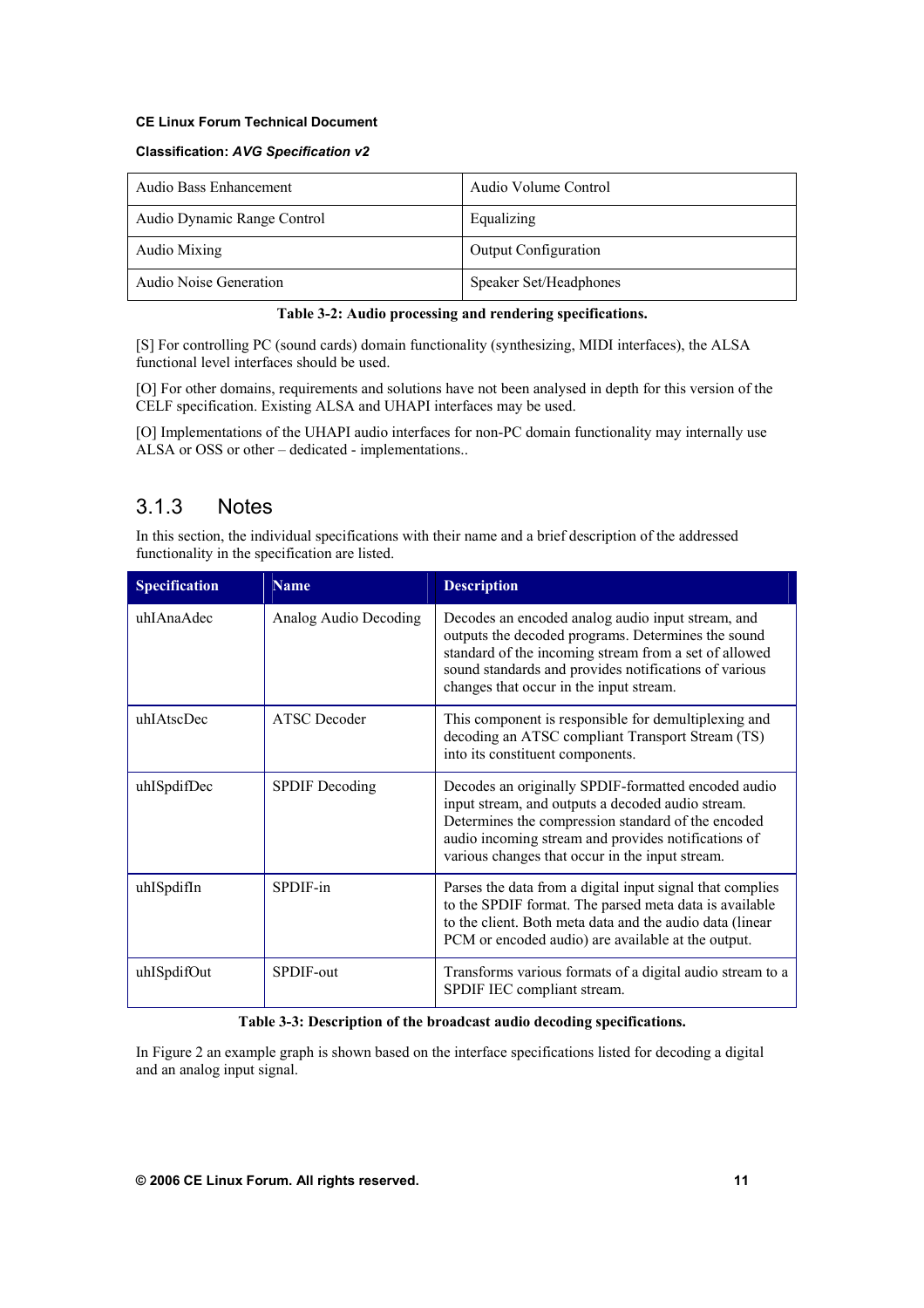| Audio Bass Enhancement | Audio Volume Control |
|---|---|
| Audio Dynamic Range Control | Equalizing |
| Audio Mixing | Output Configuration |
| Audio Noise Generation | Speaker Set/Headphones |

**Table 3-2: Audio processing and rendering specifications.**

[S] For controlling PC (sound cards) domain functionality (synthesizing, MIDI interfaces), the ALSA functional level interfaces should be used.

[O] For other domains, requirements and solutions have not been analysed in depth for this version of the CELF specification. Existing ALSA and UHAPI interfaces may be used.

[O] Implementations of the UHAPI audio interfaces for non-PC domain functionality may internally use ALSA or OSS or other – dedicated - implementations..

### 3.1.3 Notes

In this section, the individual specifications with their name and a brief description of the addressed functionality in the specification are listed.

| Specification | Name | Description |
|---|---|---|
| uhIAnaAdec | Analog Audio Decoding | Decodes an encoded analog audio input stream, and outputs the decoded programs. Determines the sound standard of the incoming stream from a set of allowed sound standards and provides notifications of various changes that occur in the input stream. |
| uhIAtscDec | ATSC Decoder | This component is responsible for demultiplexing and decoding an ATSC compliant Transport Stream (TS) into its constituent components. |
| uhISpdifDec | SPDIF Decoding | Decodes an originally SPDIF-formatted encoded audio input stream, and outputs a decoded audio stream. Determines the compression standard of the encoded audio incoming stream and provides notifications of various changes that occur in the input stream. |
| uhISpdifIn | SPDIF-in | Parses the data from a digital input signal that complies to the SPDIF format. The parsed meta data is available to the client. Both meta data and the audio data (linear PCM or encoded audio) are available at the output. |
| uhISpdifOut | SPDIF-out | Transforms various formats of a digital audio stream to a SPDIF IEC compliant stream. |

**Table 3-3: Description of the broadcast audio decoding specifications.**

In Figure 2 an example graph is shown based on the interface specifications listed for decoding a digital and an analog input signal.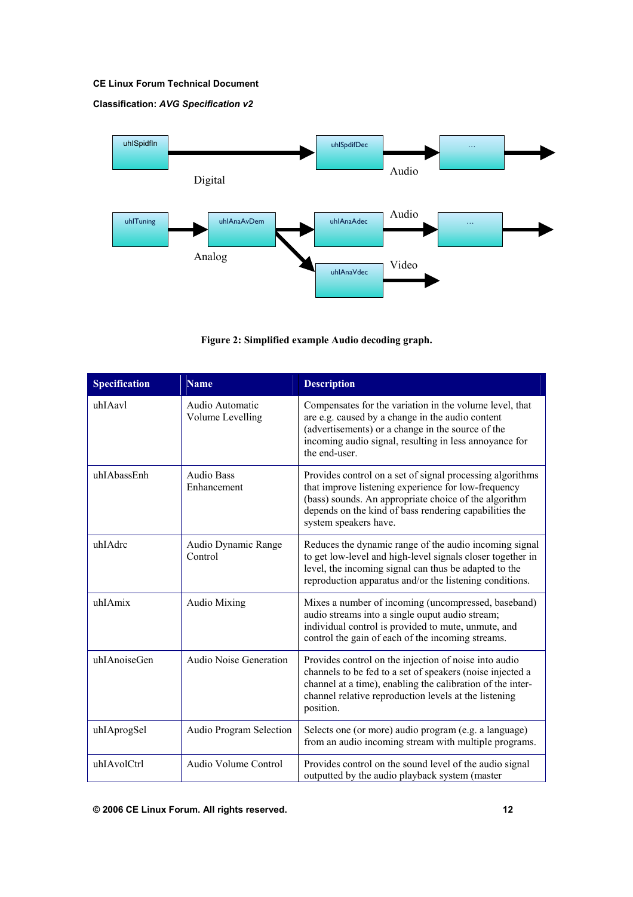Figure 2: Simplified example Audio decoding graph.

| Specification | Name | Description |
|---|---|---|
| uhIAavl | Audio Automatic Volume Levelling | Compensates for the variation in the volume level, that are e.g. caused by a change in the audio content (advertisements) or a change in the source of the incoming audio signal, resulting in less annoyance for the end-user. |
| uhIAbassEnh | Audio Bass Enhancement | Provides control on a set of signal processing algorithms that improve listening experience for low-frequency (bass) sounds. An appropriate choice of the algorithm depends on the kind of bass rendering capabilities the system speakers have. |
| uhIAdrc | Audio Dynamic Range Control | Reduces the dynamic range of the audio incoming signal to get low-level and high-level signals closer together in level, the incoming signal can thus be adapted to the reproduction apparatus and/or the listening conditions. |
| uhIAmix | Audio Mixing | Mixes a number of incoming (uncompressed, baseband) audio streams into a single ouput audio stream; individual control is provided to mute, unmute, and control the gain of each of the incoming streams. |
| uhIAnoiseGen | Audio Noise Generation | Provides control on the injection of noise into audio channels to be fed to a set of speakers (noise injected a channel at a time), enabling the calibration of the inter-channel relative reproduction levels at the listening position. |
| uhIAprogSel | Audio Program Selection | Selects one (or more) audio program (e.g. a language) from an audio incoming stream with multiple programs. |
| uhIAvolCtrl | Audio Volume Control | Provides control on the sound level of the audio signal outputted by the audio playback system (master |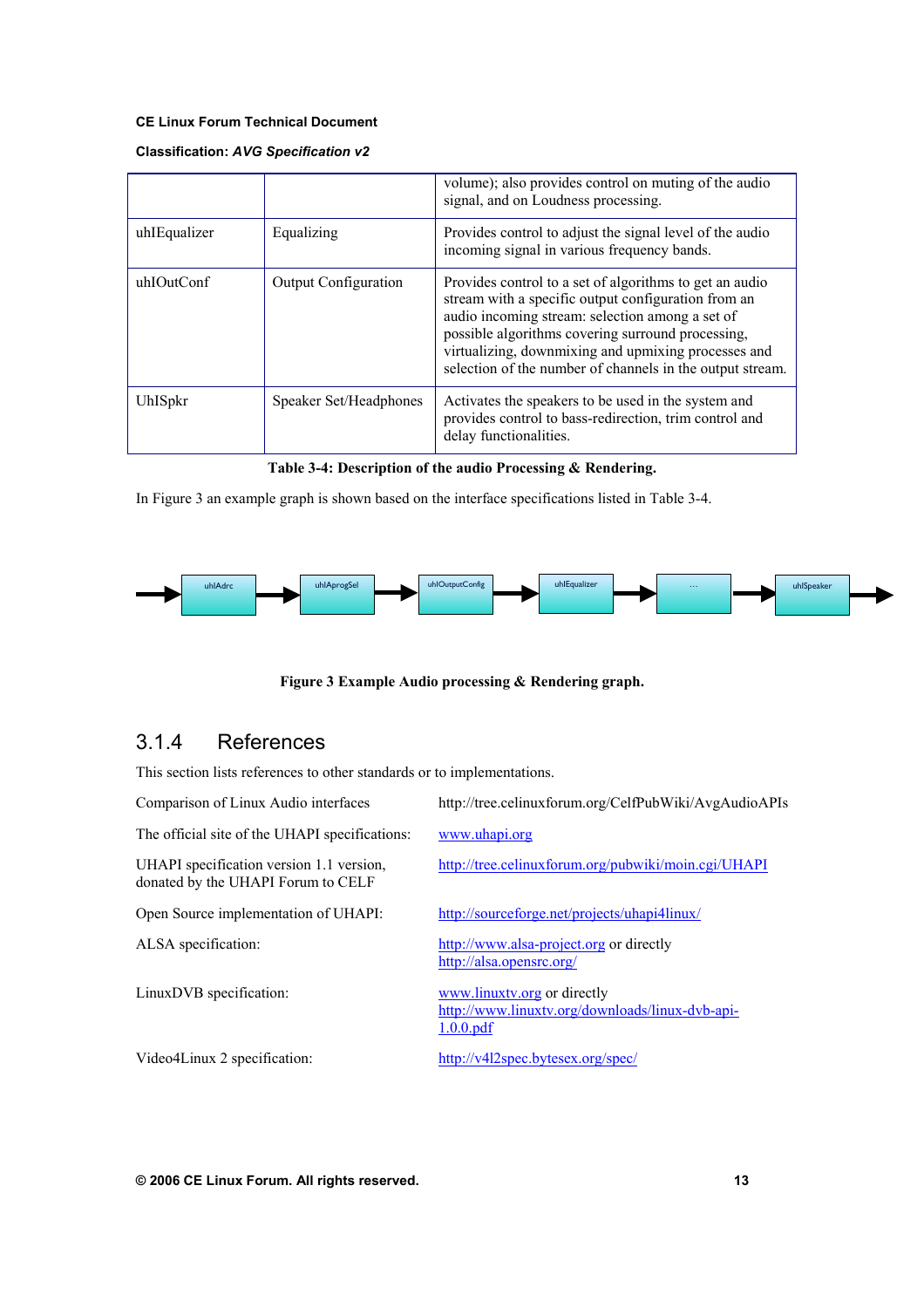|  |  | volume); also provides control on muting of the audio signal, and on Loudness processing. |
|---|---|---|
| uhIEqualizer | Equalizing | Provides control to adjust the signal level of the audio incoming signal in various frequency bands. |
| uhIOutConf | Output Configuration | Provides control to a set of algorithms to get an audio stream with a specific output configuration from an audio incoming stream: selection among a set of possible algorithms covering surround processing, virtualizing, downmixing and upmixing processes and selection of the number of channels in the output stream. |
| UhISpkr | Speaker Set/Headphones | Activates the speakers to be used in the system and provides control to bass-redirection, trim control and delay functionalities. |

**Table 3-4: Description of the audio Processing & Rendering.**

In Figure 3 an example graph is shown based on the interface specifications listed in Table 3-4.

uhIAdrc → uhIAprogSel → uhIOutputConfig → uhIEqualizer → ... → uhISpeaker

**Figure 3 Example Audio processing & Rendering graph.**

## 3.1.4 References

This section lists references to other standards or to implementations.

| | |
|---|---|
| Comparison of Linux Audio interfaces | http://tree.celinuxforum.org/CelfPubWiki/AvgAudioAPIs |
| The official site of the UHAPI specifications: | www.uhapi.org |
| UHAPI specification version 1.1 version, donated by the UHAPI Forum to CELF | http://tree.celinuxforum.org/pubwiki/moin.cgi/UHAPI |
| Open Source implementation of UHAPI: | http://sourceforge.net/projects/uhapi4linux/ |
| ALSA specification: | http://www.alsa-project.org or directly http://alsa.opensrc.org/ |
| LinuxDVB specification: | www.linuxtv.org or directly http://www.linuxtv.org/downloads/linux-dvb-api-1.0.0.pdf |
| Video4Linux 2 specification: | http://v4l2spec.bytesex.org/spec/ |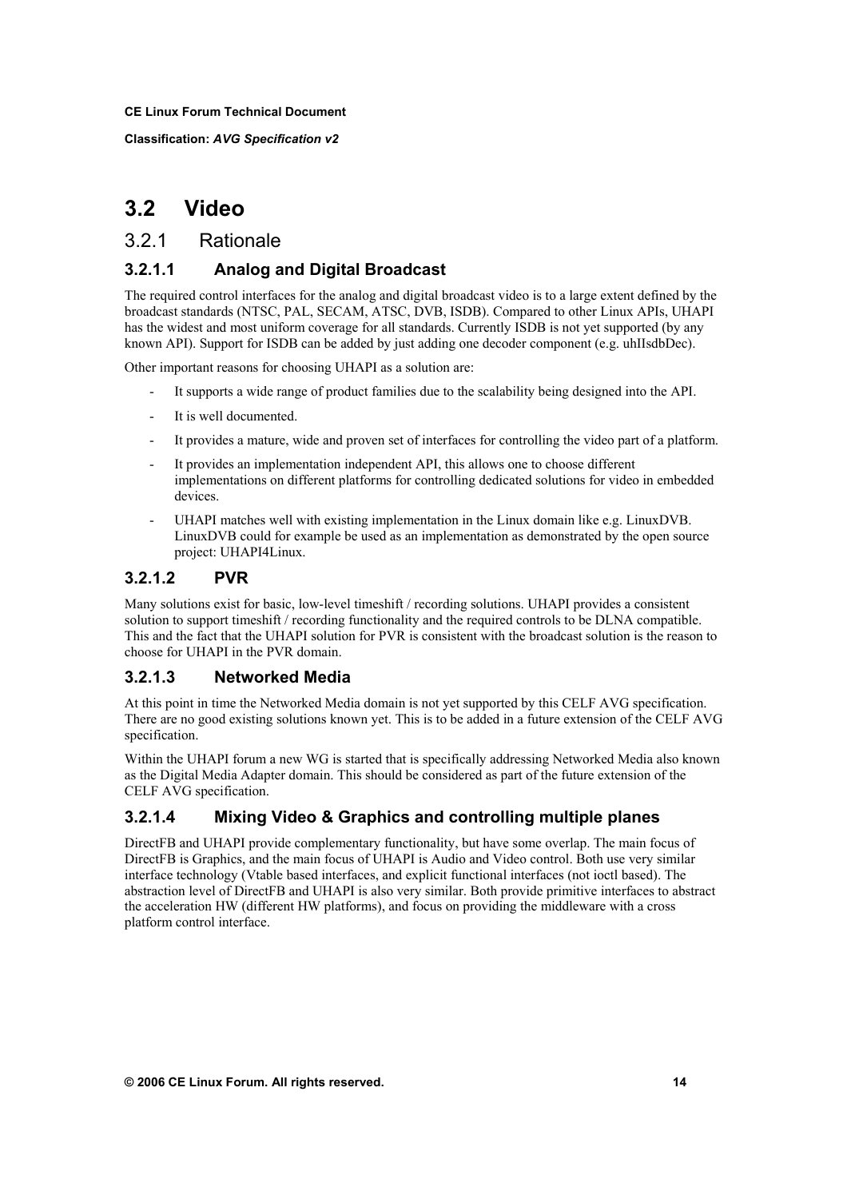## 3.2 Video

### 3.2.1 Rationale

#### 3.2.1.1 Analog and Digital Broadcast

The required control interfaces for the analog and digital broadcast video is to a large extent defined by the broadcast standards (NTSC, PAL, SECAM, ATSC, DVB, ISDB). Compared to other Linux APIs, UHAPI has the widest and most uniform coverage for all standards. Currently ISDB is not yet supported (by any known API). Support for ISDB can be added by just adding one decoder component (e.g. uhIIsdbDec).

Other important reasons for choosing UHAPI as a solution are:

- It supports a wide range of product families due to the scalability being designed into the API.
- It is well documented.
- It provides a mature, wide and proven set of interfaces for controlling the video part of a platform.
- It provides an implementation independent API, this allows one to choose different implementations on different platforms for controlling dedicated solutions for video in embedded devices.
- UHAPI matches well with existing implementation in the Linux domain like e.g. LinuxDVB. LinuxDVB could for example be used as an implementation as demonstrated by the open source project: UHAPI4Linux.

#### 3.2.1.2 PVR

Many solutions exist for basic, low-level timeshift / recording solutions. UHAPI provides a consistent solution to support timeshift / recording functionality and the required controls to be DLNA compatible. This and the fact that the UHAPI solution for PVR is consistent with the broadcast solution is the reason to choose for UHAPI in the PVR domain.

#### 3.2.1.3 Networked Media

At this point in time the Networked Media domain is not yet supported by this CELF AVG specification. There are no good existing solutions known yet. This is to be added in a future extension of the CELF AVG specification.

Within the UHAPI forum a new WG is started that is specifically addressing Networked Media also known as the Digital Media Adapter domain. This should be considered as part of the future extension of the CELF AVG specification.

#### 3.2.1.4 Mixing Video & Graphics and controlling multiple planes

DirectFB and UHAPI provide complementary functionality, but have some overlap. The main focus of DirectFB is Graphics, and the main focus of UHAPI is Audio and Video control. Both use very similar interface technology (Vtable based interfaces, and explicit functional interfaces (not ioctl based). The abstraction level of DirectFB and UHAPI is also very similar. Both provide primitive interfaces to abstract the acceleration HW (different HW platforms), and focus on providing the middleware with a cross platform control interface.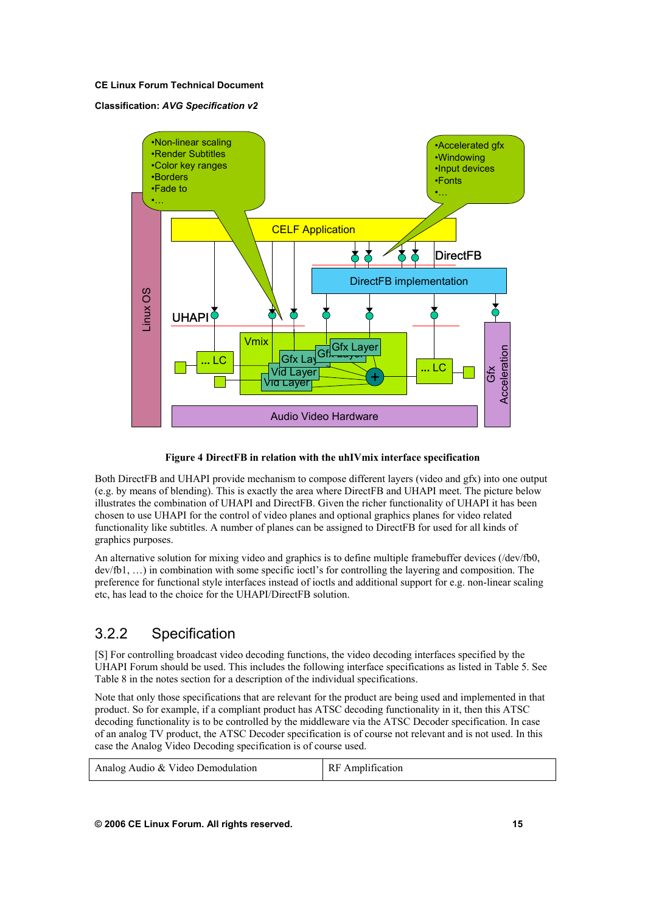Figure 4 DirectFB in relation with the uhIVmix interface specification

Both DirectFB and UHAPI provide mechanism to compose different layers (video and gfx) into one output (e.g. by means of blending). This is exactly the area where DirectFB and UHAPI meet. The picture below illustrates the combination of UHAPI and DirectFB. Given the richer functionality of UHAPI it has been chosen to use UHAPI for the control of video planes and optional graphics planes for video related functionality like subtitles. A number of planes can be assigned to DirectFB for used for all kinds of graphics purposes.

An alternative solution for mixing video and graphics is to define multiple framebuffer devices (/dev/fb0, dev/fb1, …) in combination with some specific ioctl's for controlling the layering and composition. The preference for functional style interfaces instead of ioctls and additional support for e.g. non-linear scaling etc, has lead to the choice for the UHAPI/DirectFB solution.

### 3.2.2 Specification

[S] For controlling broadcast video decoding functions, the video decoding interfaces specified by the UHAPI Forum should be used. This includes the following interface specifications as listed in Table 5. See Table 8 in the notes section for a description of the individual specifications.

Note that only those specifications that are relevant for the product are being used and implemented in that product. So for example, if a compliant product has ATSC decoding functionality in it, then this ATSC decoding functionality is to be controlled by the middleware via the ATSC Decoder specification. In case of an analog TV product, the ATSC Decoder specification is of course not relevant and is not used. In this case the Analog Video Decoding specification is of course used.

| Analog Audio & Video Demodulation | RF Amplification |
|---|---|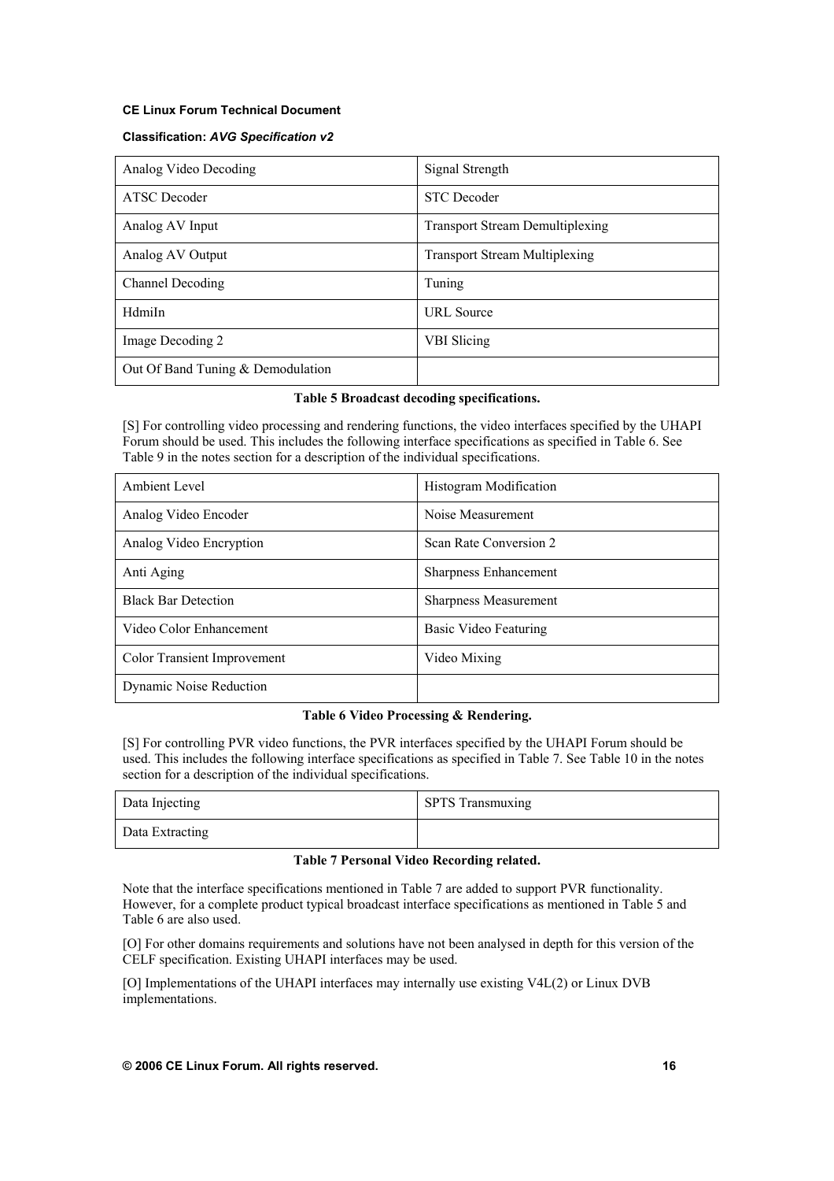| Analog Video Decoding | Signal Strength |
|---|---|
| ATSC Decoder | STC Decoder |
| Analog AV Input | Transport Stream Demultiplexing |
| Analog AV Output | Transport Stream Multiplexing |
| Channel Decoding | Tuning |
| HdmiIn | URL Source |
| Image Decoding 2 | VBI Slicing |
| Out Of Band Tuning & Demodulation | |

**Table 5 Broadcast decoding specifications.**

[S] For controlling video processing and rendering functions, the video interfaces specified by the UHAPI Forum should be used. This includes the following interface specifications as specified in Table 6. See Table 9 in the notes section for a description of the individual specifications.

| Ambient Level | Histogram Modification |
|---|---|
| Analog Video Encoder | Noise Measurement |
| Analog Video Encryption | Scan Rate Conversion 2 |
| Anti Aging | Sharpness Enhancement |
| Black Bar Detection | Sharpness Measurement |
| Video Color Enhancement | Basic Video Featuring |
| Color Transient Improvement | Video Mixing |
| Dynamic Noise Reduction | |

**Table 6 Video Processing & Rendering.**

[S] For controlling PVR video functions, the PVR interfaces specified by the UHAPI Forum should be used. This includes the following interface specifications as specified in Table 7. See Table 10 in the notes section for a description of the individual specifications.

| Data Injecting | SPTS Transmuxing |
|---|---|
| Data Extracting | |

**Table 7 Personal Video Recording related.**

Note that the interface specifications mentioned in Table 7 are added to support PVR functionality. However, for a complete product typical broadcast interface specifications as mentioned in Table 5 and Table 6 are also used.

[O] For other domains requirements and solutions have not been analysed in depth for this version of the CELF specification. Existing UHAPI interfaces may be used.

[O] Implementations of the UHAPI interfaces may internally use existing V4L(2) or Linux DVB implementations.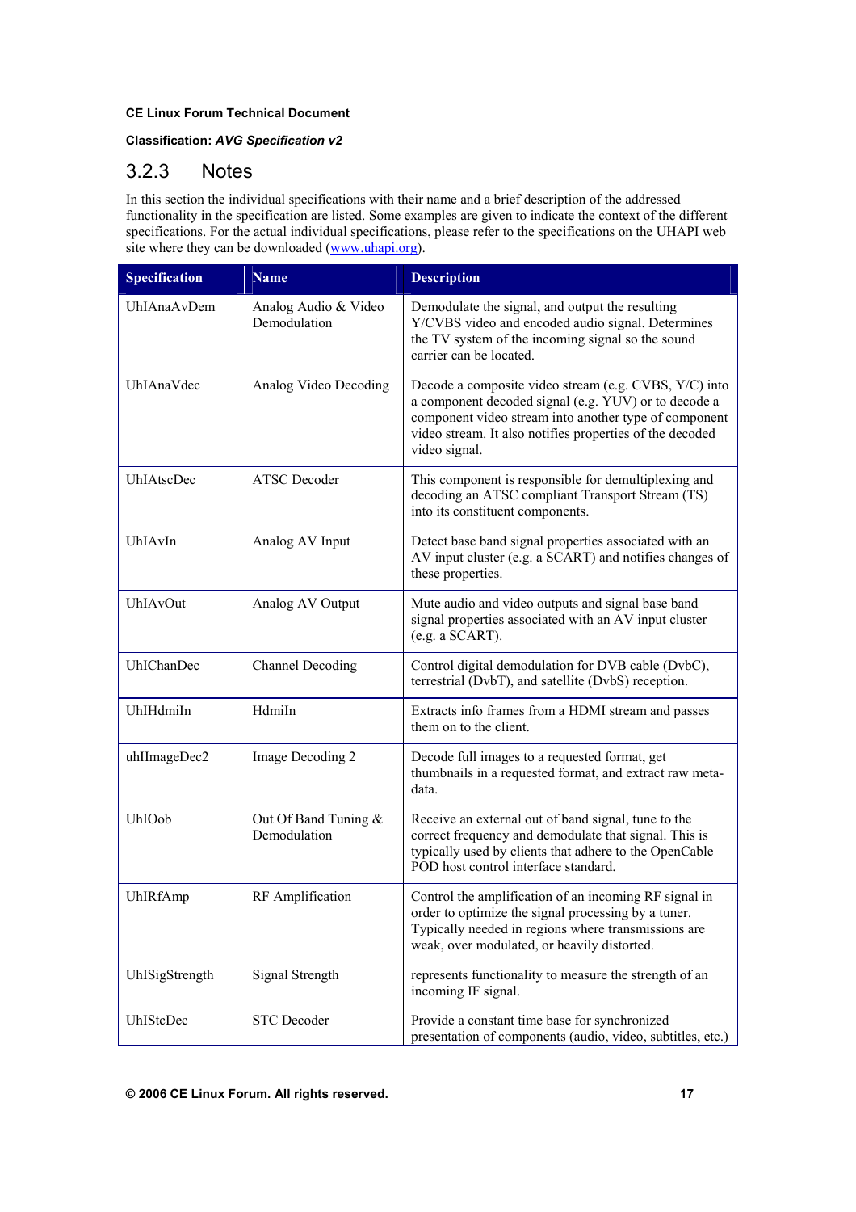### 3.2.3 Notes

In this section the individual specifications with their name and a brief description of the addressed functionality in the specification are listed. Some examples are given to indicate the context of the different specifications. For the actual individual specifications, please refer to the specifications on the UHAPI web site where they can be downloaded (www.uhapi.org).

| Specification | Name | Description |
|---|---|---|
| UhIAnaAvDem | Analog Audio & Video Demodulation | Demodulate the signal, and output the resulting Y/CVBS video and encoded audio signal. Determines the TV system of the incoming signal so the sound carrier can be located. |
| UhIAnaVdec | Analog Video Decoding | Decode a composite video stream (e.g. CVBS, Y/C) into a component decoded signal (e.g. YUV) or to decode a component video stream into another type of component video stream. It also notifies properties of the decoded video signal. |
| UhIAtscDec | ATSC Decoder | This component is responsible for demultiplexing and decoding an ATSC compliant Transport Stream (TS) into its constituent components. |
| UhIAvIn | Analog AV Input | Detect base band signal properties associated with an AV input cluster (e.g. a SCART) and notifies changes of these properties. |
| UhIAvOut | Analog AV Output | Mute audio and video outputs and signal base band signal properties associated with an AV input cluster (e.g. a SCART). |
| UhIChanDec | Channel Decoding | Control digital demodulation for DVB cable (DvbC), terrestrial (DvbT), and satellite (DvbS) reception. |
| UhIHdmiIn | HdmiIn | Extracts info frames from a HDMI stream and passes them on to the client. |
| uhIImageDec2 | Image Decoding 2 | Decode full images to a requested format, get thumbnails in a requested format, and extract raw meta-data. |
| UhIOob | Out Of Band Tuning & Demodulation | Receive an external out of band signal, tune to the correct frequency and demodulate that signal. This is typically used by clients that adhere to the OpenCable POD host control interface standard. |
| UhIRfAmp | RF Amplification | Control the amplification of an incoming RF signal in order to optimize the signal processing by a tuner. Typically needed in regions where transmissions are weak, over modulated, or heavily distorted. |
| UhISigStrength | Signal Strength | represents functionality to measure the strength of an incoming IF signal. |
| UhIStcDec | STC Decoder | Provide a constant time base for synchronized presentation of components (audio, video, subtitles, etc.) |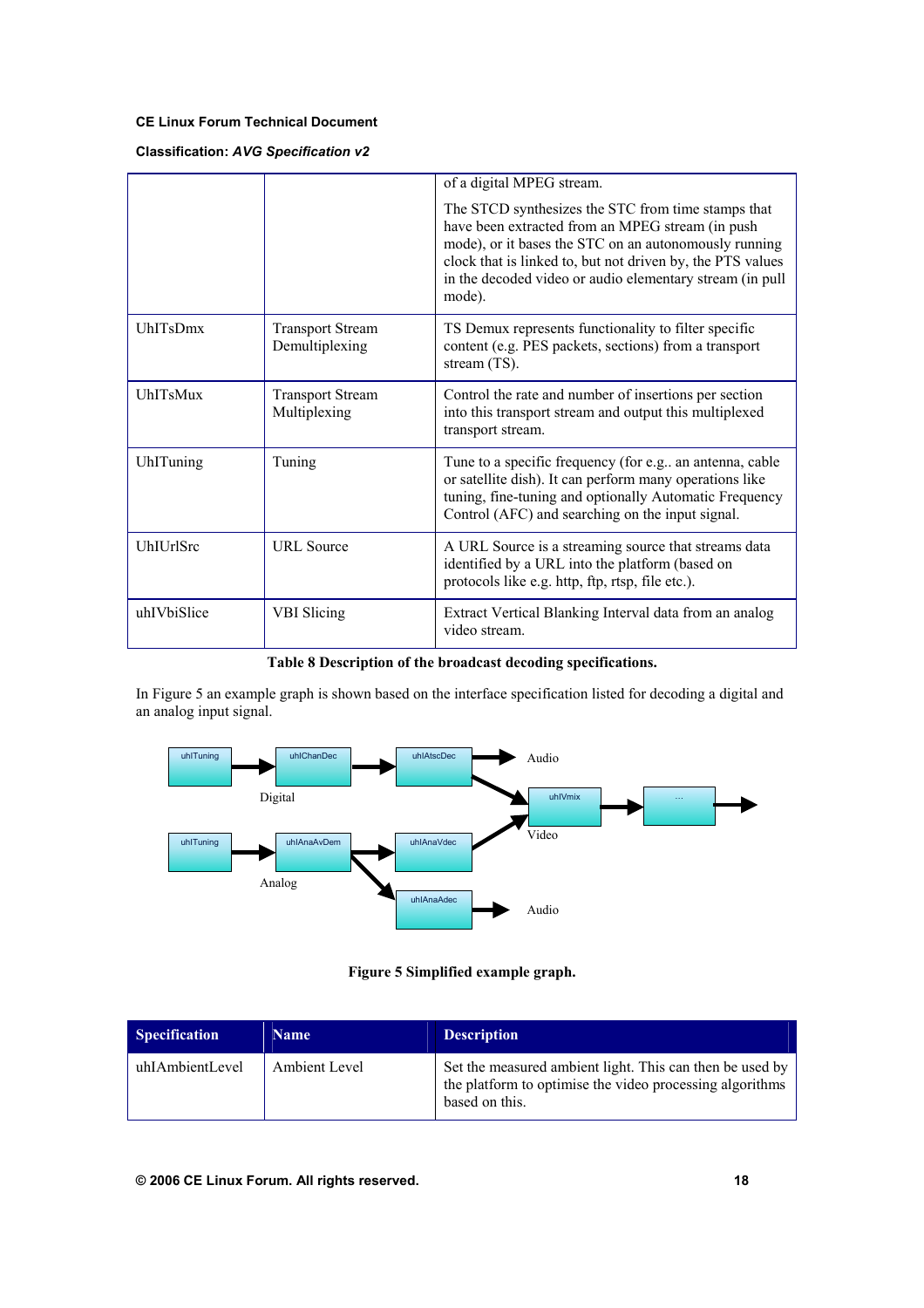| | | of a digital MPEG stream.<br><br>The STCD synthesizes the STC from time stamps that have been extracted from an MPEG stream (in push mode), or it bases the STC on an autonomously running clock that is linked to, but not driven by, the PTS values in the decoded video or audio elementary stream (in pull mode). |
|---|---|---|
| UhITsDmx | Transport Stream Demultiplexing | TS Demux represents functionality to filter specific content (e.g. PES packets, sections) from a transport stream (TS). |
| UhITsMux | Transport Stream Multiplexing | Control the rate and number of insertions per section into this transport stream and output this multiplexed transport stream. |
| UhITuning | Tuning | Tune to a specific frequency (for e.g.. an antenna, cable or satellite dish). It can perform many operations like tuning, fine-tuning and optionally Automatic Frequency Control (AFC) and searching on the input signal. |
| UhIUrlSrc | URL Source | A URL Source is a streaming source that streams data identified by a URL into the platform (based on protocols like e.g. http, ftp, rtsp, file etc.). |
| uhIVbiSlice | VBI Slicing | Extract Vertical Blanking Interval data from an analog video stream. |

**Table 8 Description of the broadcast decoding specifications.**

In Figure 5 an example graph is shown based on the interface specification listed for decoding a digital and an analog input signal.

**Figure 5 Simplified example graph.**

| Specification | Name | Description |
|---|---|---|
| uhIAmbientLevel | Ambient Level | Set the measured ambient light. This can then be used by the platform to optimise the video processing algorithms based on this. |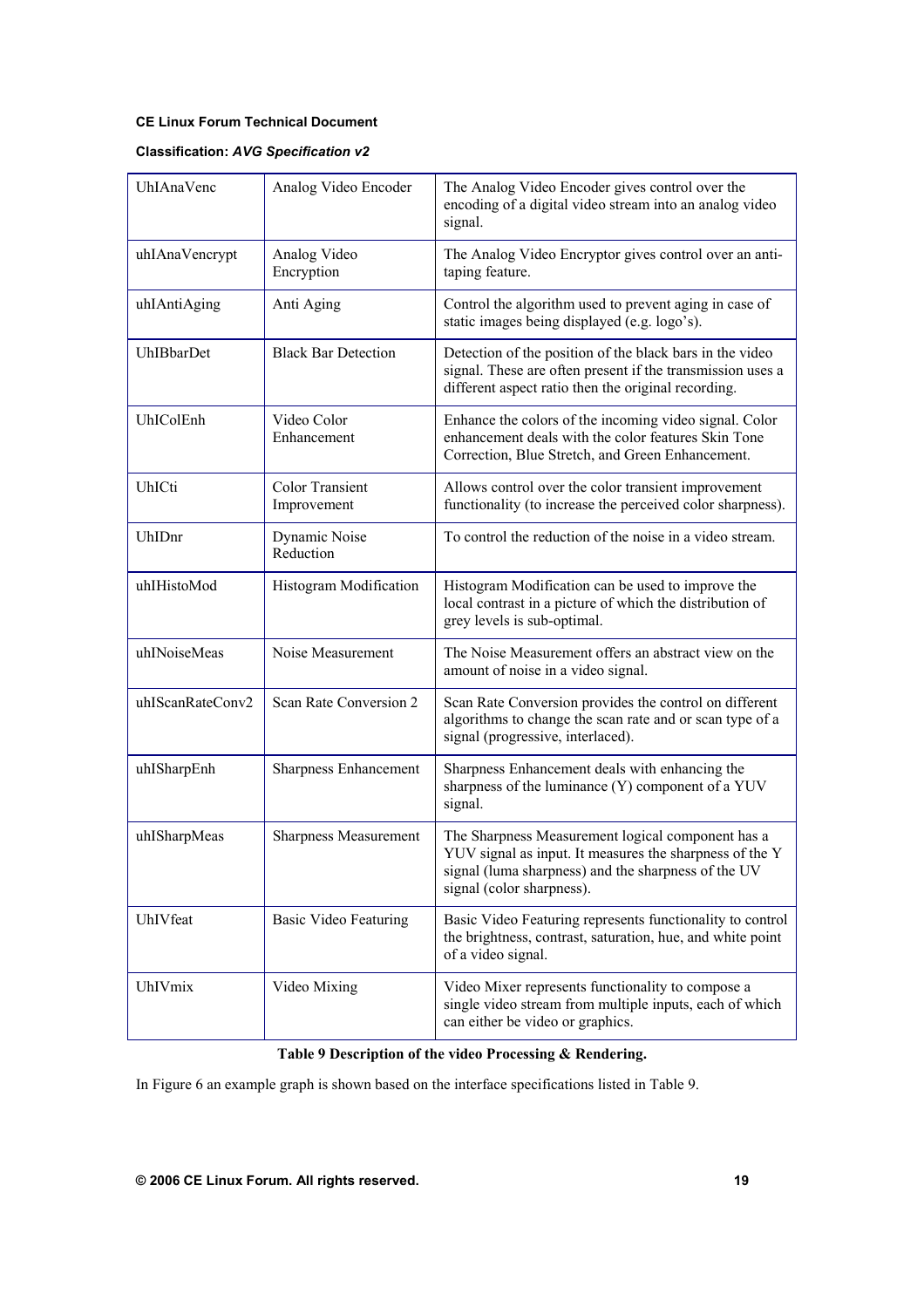| UhIAnaVenc | Analog Video Encoder | The Analog Video Encoder gives control over the encoding of a digital video stream into an analog video signal. |
|---|---|---|
| uhIAnaVencrypt | Analog Video Encryption | The Analog Video Encryptor gives control over an anti-taping feature. |
| uhIAntiAging | Anti Aging | Control the algorithm used to prevent aging in case of static images being displayed (e.g. logo's). |
| UhIBbarDet | Black Bar Detection | Detection of the position of the black bars in the video signal. These are often present if the transmission uses a different aspect ratio then the original recording. |
| UhIColEnh | Video Color Enhancement | Enhance the colors of the incoming video signal. Color enhancement deals with the color features Skin Tone Correction, Blue Stretch, and Green Enhancement. |
| UhICti | Color Transient Improvement | Allows control over the color transient improvement functionality (to increase the perceived color sharpness). |
| UhIDnr | Dynamic Noise Reduction | To control the reduction of the noise in a video stream. |
| uhIHistoMod | Histogram Modification | Histogram Modification can be used to improve the local contrast in a picture of which the distribution of grey levels is sub-optimal. |
| uhINoiseMeas | Noise Measurement | The Noise Measurement offers an abstract view on the amount of noise in a video signal. |
| uhIScanRateConv2 | Scan Rate Conversion 2 | Scan Rate Conversion provides the control on different algorithms to change the scan rate and or scan type of a signal (progressive, interlaced). |
| uhISharpEnh | Sharpness Enhancement | Sharpness Enhancement deals with enhancing the sharpness of the luminance (Y) component of a YUV signal. |
| uhISharpMeas | Sharpness Measurement | The Sharpness Measurement logical component has a YUV signal as input. It measures the sharpness of the Y signal (luma sharpness) and the sharpness of the UV signal (color sharpness). |
| UhIVfeat | Basic Video Featuring | Basic Video Featuring represents functionality to control the brightness, contrast, saturation, hue, and white point of a video signal. |
| UhIVmix | Video Mixing | Video Mixer represents functionality to compose a single video stream from multiple inputs, each of which can either be video or graphics. |

**Table 9 Description of the video Processing & Rendering.**

In Figure 6 an example graph is shown based on the interface specifications listed in Table 9.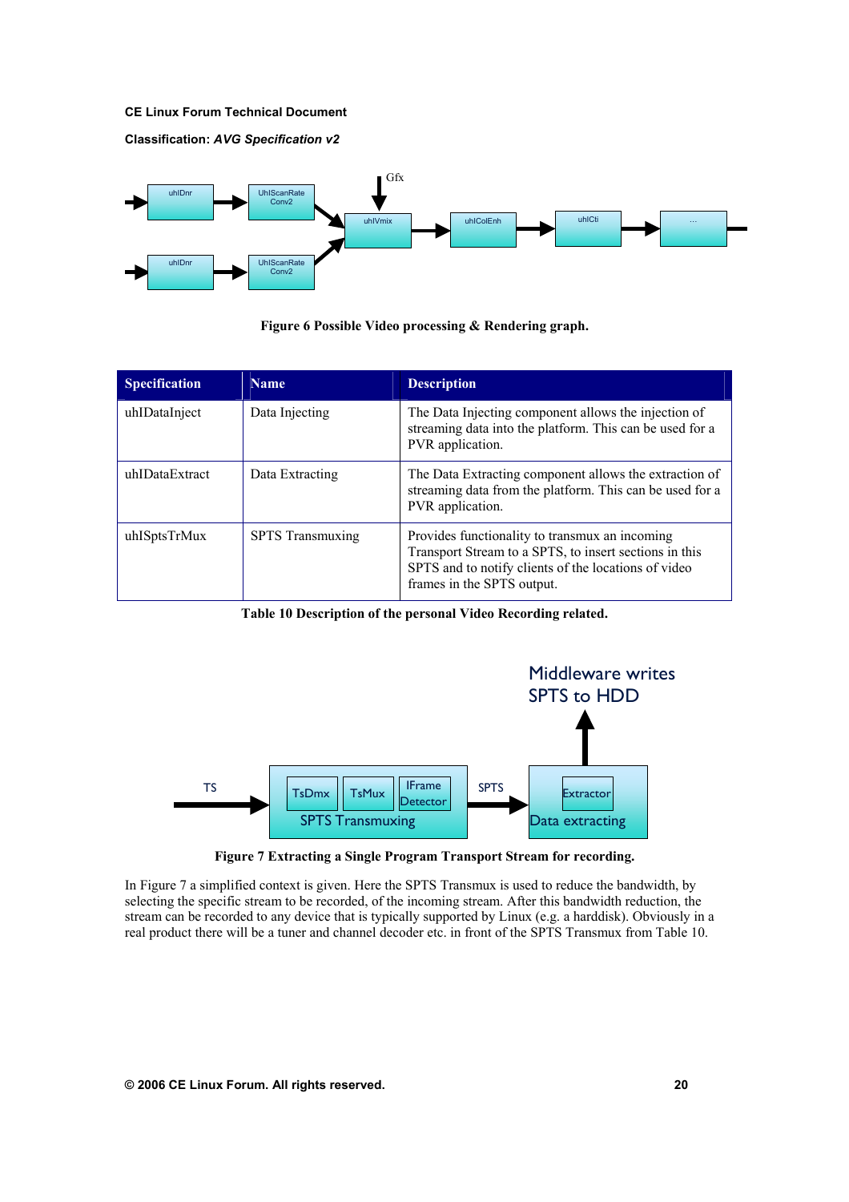Figure 6 Possible Video processing & Rendering graph.

| Specification | Name | Description |
|---|---|---|
| uhlDataInject | Data Injecting | The Data Injecting component allows the injection of streaming data into the platform. This can be used for a PVR application. |
| uhlDataExtract | Data Extracting | The Data Extracting component allows the extraction of streaming data from the platform. This can be used for a PVR application. |
| uhlSptsTrMux | SPTS Transmuxing | Provides functionality to transmux an incoming Transport Stream to a SPTS, to insert sections in this SPTS and to notify clients of the locations of video frames in the SPTS output. |

Table 10 Description of the personal Video Recording related.

Figure 7 Extracting a Single Program Transport Stream for recording.

In Figure 7 a simplified context is given. Here the SPTS Transmux is used to reduce the bandwidth, by selecting the specific stream to be recorded, of the incoming stream. After this bandwidth reduction, the stream can be recorded to any device that is typically supported by Linux (e.g. a harddisk). Obviously in a real product there will be a tuner and channel decoder etc. in front of the SPTS Transmux from Table 10.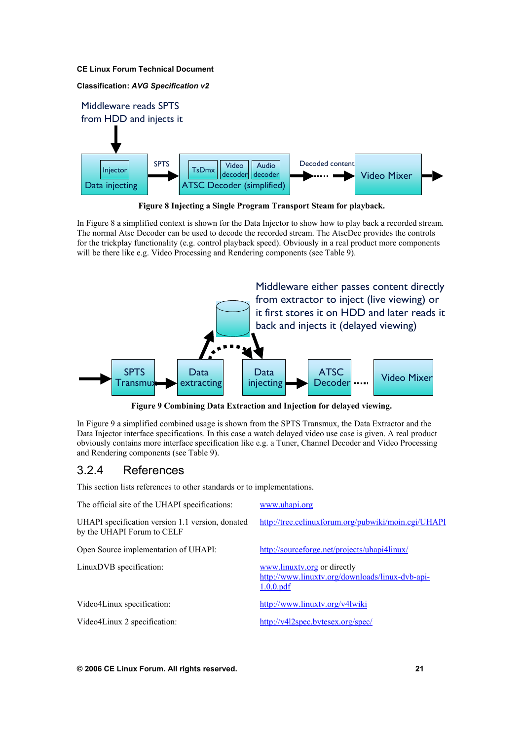**CE Linux Forum Technical Document**

**Classification:** ***AVG Specification v2***

Figure 8 Injecting a Single Program Transport Steam for playback.

In Figure 8 a simplified context is shown for the Data Injector to show how to play back a recorded stream. The normal Atsc Decoder can be used to decode the recorded stream. The AtscDec provides the controls for the trickplay functionality (e.g. control playback speed). Obviously in a real product more components will be there like e.g. Video Processing and Rendering components (see Table 9).

Figure 9 Combining Data Extraction and Injection for delayed viewing.

In Figure 9 a simplified combined usage is shown from the SPTS Transmux, the Data Extractor and the Data Injector interface specifications. In this case a watch delayed video use case is given. A real product obviously contains more interface specification like e.g. a Tuner, Channel Decoder and Video Processing and Rendering components (see Table 9).

### 3.2.4 References

This section lists references to other standards or to implementations.

| | |
|---|---|
| The official site of the UHAPI specifications: | www.uhapi.org |
| UHAPI specification version 1.1 version, donated by the UHAPI Forum to CELF | http://tree.celinuxforum.org/pubwiki/moin.cgi/UHAPI |
| Open Source implementation of UHAPI: | http://sourceforge.net/projects/uhapi4linux/ |
| LinuxDVB specification: | www.linuxtv.org or directly http://www.linuxtv.org/downloads/linux-dvb-api-1.0.0.pdf |
| Video4Linux specification: | http://www.linuxtv.org/v4lwiki |
| Video4Linux 2 specification: | http://v4l2spec.bytesex.org/spec/ |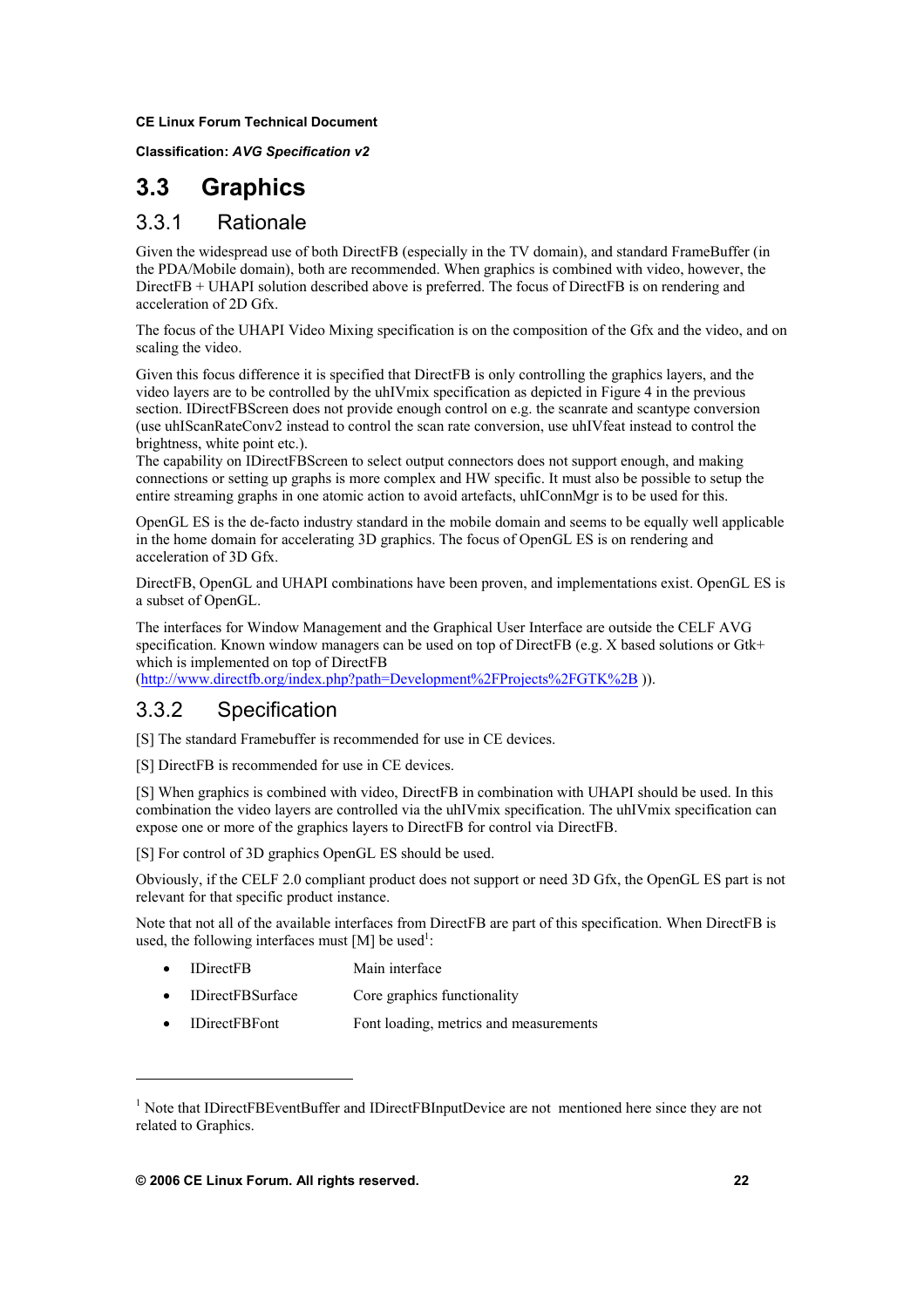## 3.3 Graphics

### 3.3.1 Rationale

Given the widespread use of both DirectFB (especially in the TV domain), and standard FrameBuffer (in the PDA/Mobile domain), both are recommended. When graphics is combined with video, however, the DirectFB + UHAPI solution described above is preferred. The focus of DirectFB is on rendering and acceleration of 2D Gfx.

The focus of the UHAPI Video Mixing specification is on the composition of the Gfx and the video, and on scaling the video.

Given this focus difference it is specified that DirectFB is only controlling the graphics layers, and the video layers are to be controlled by the uhIVmix specification as depicted in Figure 4 in the previous section. IDirectFBScreen does not provide enough control on e.g. the scanrate and scantype conversion (use uhIScanRateConv2 instead to control the scan rate conversion, use uhIVfeat instead to control the brightness, white point etc.).
The capability on IDirectFBScreen to select output connectors does not support enough, and making connections or setting up graphs is more complex and HW specific. It must also be possible to setup the entire streaming graphs in one atomic action to avoid artefacts, uhIConnMgr is to be used for this.

OpenGL ES is the de-facto industry standard in the mobile domain and seems to be equally well applicable in the home domain for accelerating 3D graphics. The focus of OpenGL ES is on rendering and acceleration of 3D Gfx.

DirectFB, OpenGL and UHAPI combinations have been proven, and implementations exist. OpenGL ES is a subset of OpenGL.

The interfaces for Window Management and the Graphical User Interface are outside the CELF AVG specification. Known window managers can be used on top of DirectFB (e.g. X based solutions or Gtk+ which is implemented on top of DirectFB (http://www.directfb.org/index.php?path=Development%2FProjects%2FGTK%2B )).

### 3.3.2 Specification

[S] The standard Framebuffer is recommended for use in CE devices.

[S] DirectFB is recommended for use in CE devices.

[S] When graphics is combined with video, DirectFB in combination with UHAPI should be used. In this combination the video layers are controlled via the uhIVmix specification. The uhIVmix specification can expose one or more of the graphics layers to DirectFB for control via DirectFB.

[S] For control of 3D graphics OpenGL ES should be used.

Obviously, if the CELF 2.0 compliant product does not support or need 3D Gfx, the OpenGL ES part is not relevant for that specific product instance.

Note that not all of the available interfaces from DirectFB are part of this specification. When DirectFB is used, the following interfaces must [M] be used[1]:

- IDirectFB — Main interface
- IDirectFBSurface — Core graphics functionality
- IDirectFBFont — Font loading, metrics and measurements

---

[1] Note that IDirectFBEventBuffer and IDirectFBInputDevice are not mentioned here since they are not related to Graphics.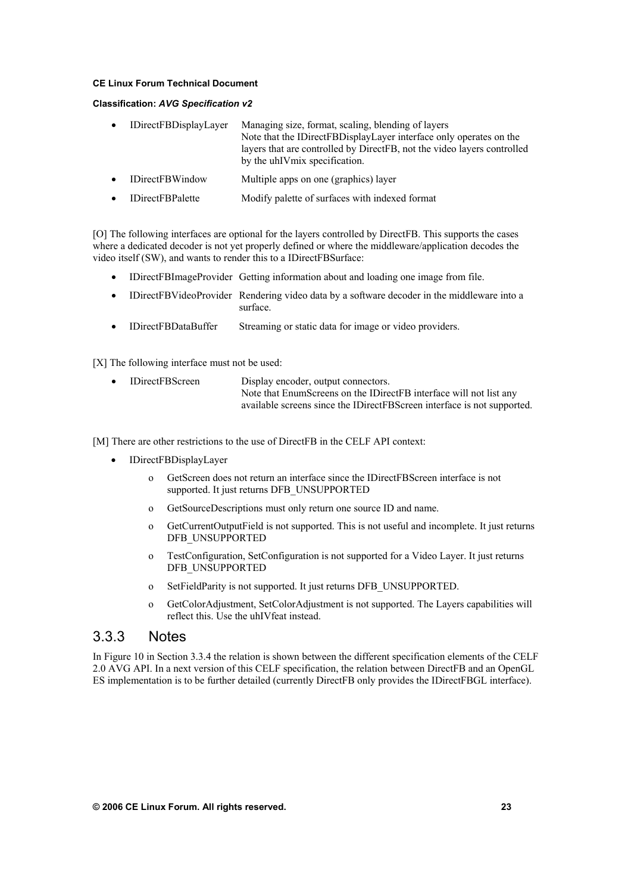- IDirectFBDisplayLayer — Managing size, format, scaling, blending of layers
  Note that the IDirectFBDisplayLayer interface only operates on the layers that are controlled by DirectFB, not the video layers controlled by the uhIVmix specification.
- IDirectFBWindow — Multiple apps on one (graphics) layer
- IDirectFBPalette — Modify palette of surfaces with indexed format

[O] The following interfaces are optional for the layers controlled by DirectFB. This supports the cases where a dedicated decoder is not yet properly defined or where the middleware/application decodes the video itself (SW), and wants to render this to a IDirectFBSurface:

- IDirectFBImageProvider — Getting information about and loading one image from file.
- IDirectFBVideoProvider — Rendering video data by a software decoder in the middleware into a surface.
- IDirectFBDataBuffer — Streaming or static data for image or video providers.

[X] The following interface must not be used:

- IDirectFBScreen — Display encoder, output connectors.
  Note that EnumScreens on the IDirectFB interface will not list any available screens since the IDirectFBScreen interface is not supported.

[M] There are other restrictions to the use of DirectFB in the CELF API context:

- IDirectFBDisplayLayer
  - GetScreen does not return an interface since the IDirectFBScreen interface is not supported. It just returns DFB_UNSUPPORTED
  - GetSourceDescriptions must only return one source ID and name.
  - GetCurrentOutputField is not supported. This is not useful and incomplete. It just returns DFB_UNSUPPORTED
  - TestConfiguration, SetConfiguration is not supported for a Video Layer. It just returns DFB_UNSUPPORTED
  - SetFieldParity is not supported. It just returns DFB_UNSUPPORTED.
  - GetColorAdjustment, SetColorAdjustment is not supported. The Layers capabilities will reflect this. Use the uhIVfeat instead.

### 3.3.3 Notes

In Figure 10 in Section 3.3.4 the relation is shown between the different specification elements of the CELF 2.0 AVG API. In a next version of this CELF specification, the relation between DirectFB and an OpenGL ES implementation is to be further detailed (currently DirectFB only provides the IDirectFBGL interface).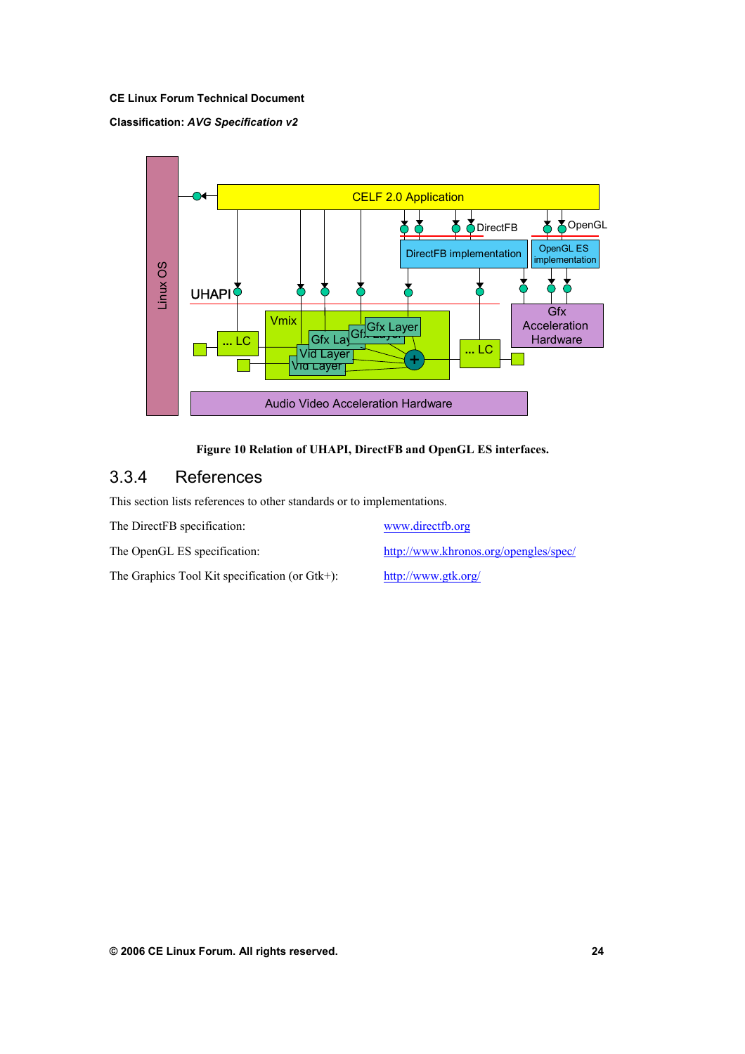**CE Linux Forum Technical Document**

**Classification:** ***AVG Specification v2***

Figure 10 Relation of UHAPI, DirectFB and OpenGL ES interfaces.

### 3.3.4 References

This section lists references to other standards or to implementations.

| | |
|---|---|
| The DirectFB specification: | www.directfb.org |
| The OpenGL ES specification: | http://www.khronos.org/opengles/spec/ |
| The Graphics Tool Kit specification (or Gtk+): | http://www.gtk.org/ |

© 2006 CE Linux Forum. All rights reserved.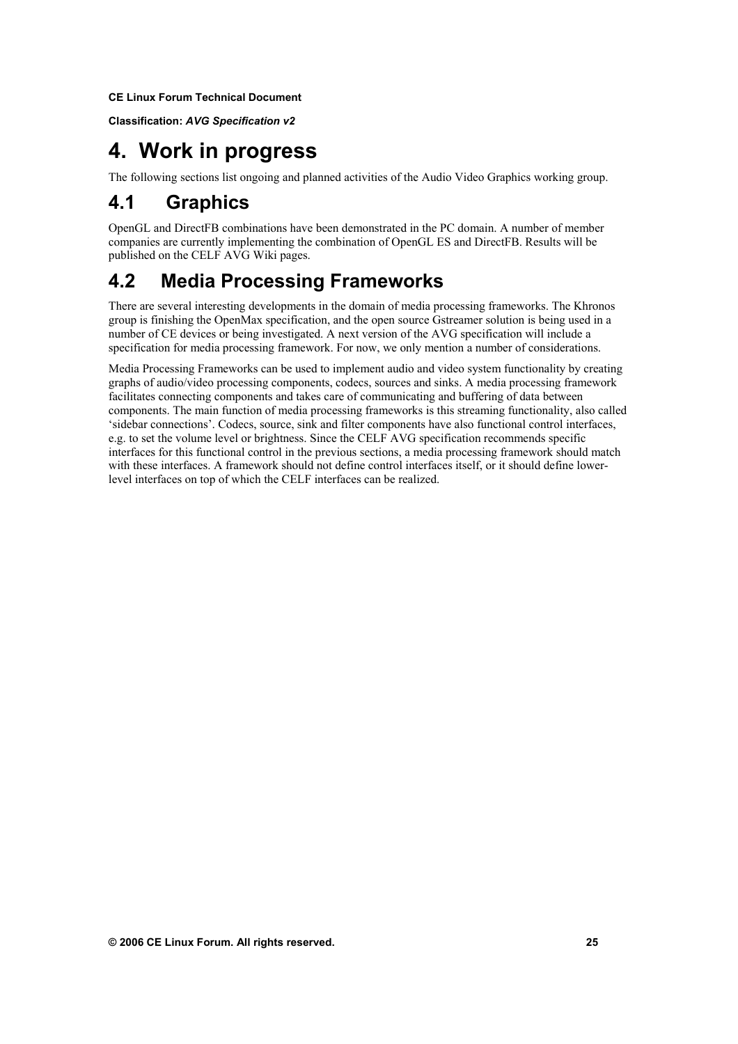# 4. Work in progress

The following sections list ongoing and planned activities of the Audio Video Graphics working group.

## 4.1 Graphics

OpenGL and DirectFB combinations have been demonstrated in the PC domain. A number of member companies are currently implementing the combination of OpenGL ES and DirectFB. Results will be published on the CELF AVG Wiki pages.

## 4.2 Media Processing Frameworks

There are several interesting developments in the domain of media processing frameworks. The Khronos group is finishing the OpenMax specification, and the open source Gstreamer solution is being used in a number of CE devices or being investigated. A next version of the AVG specification will include a specification for media processing framework. For now, we only mention a number of considerations.

Media Processing Frameworks can be used to implement audio and video system functionality by creating graphs of audio/video processing components, codecs, sources and sinks. A media processing framework facilitates connecting components and takes care of communicating and buffering of data between components. The main function of media processing frameworks is this streaming functionality, also called 'sidebar connections'. Codecs, source, sink and filter components have also functional control interfaces, e.g. to set the volume level or brightness. Since the CELF AVG specification recommends specific interfaces for this functional control in the previous sections, a media processing framework should match with these interfaces. A framework should not define control interfaces itself, or it should define lower-level interfaces on top of which the CELF interfaces can be realized.